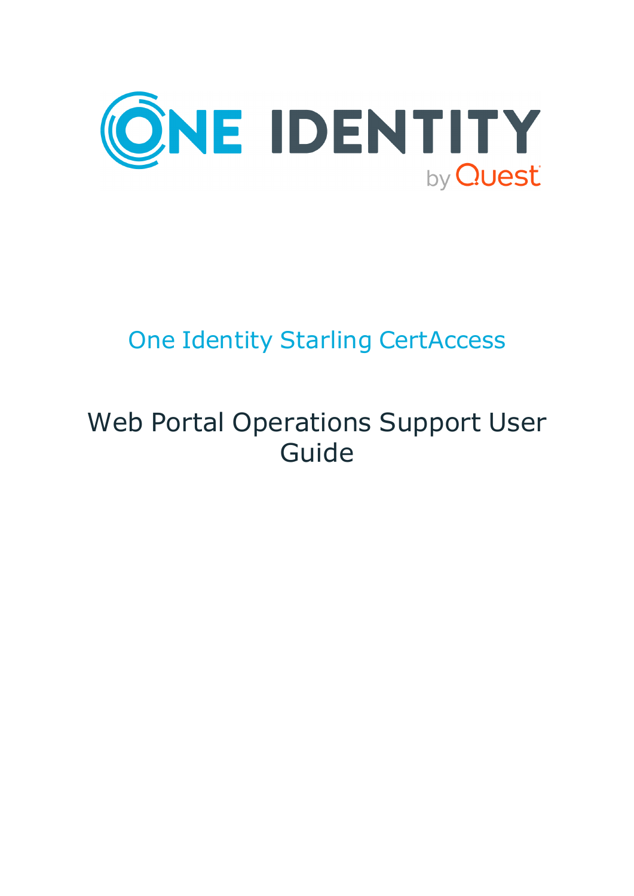# One Identity Starling CertAccess

# Web Portal Operations Support User Guide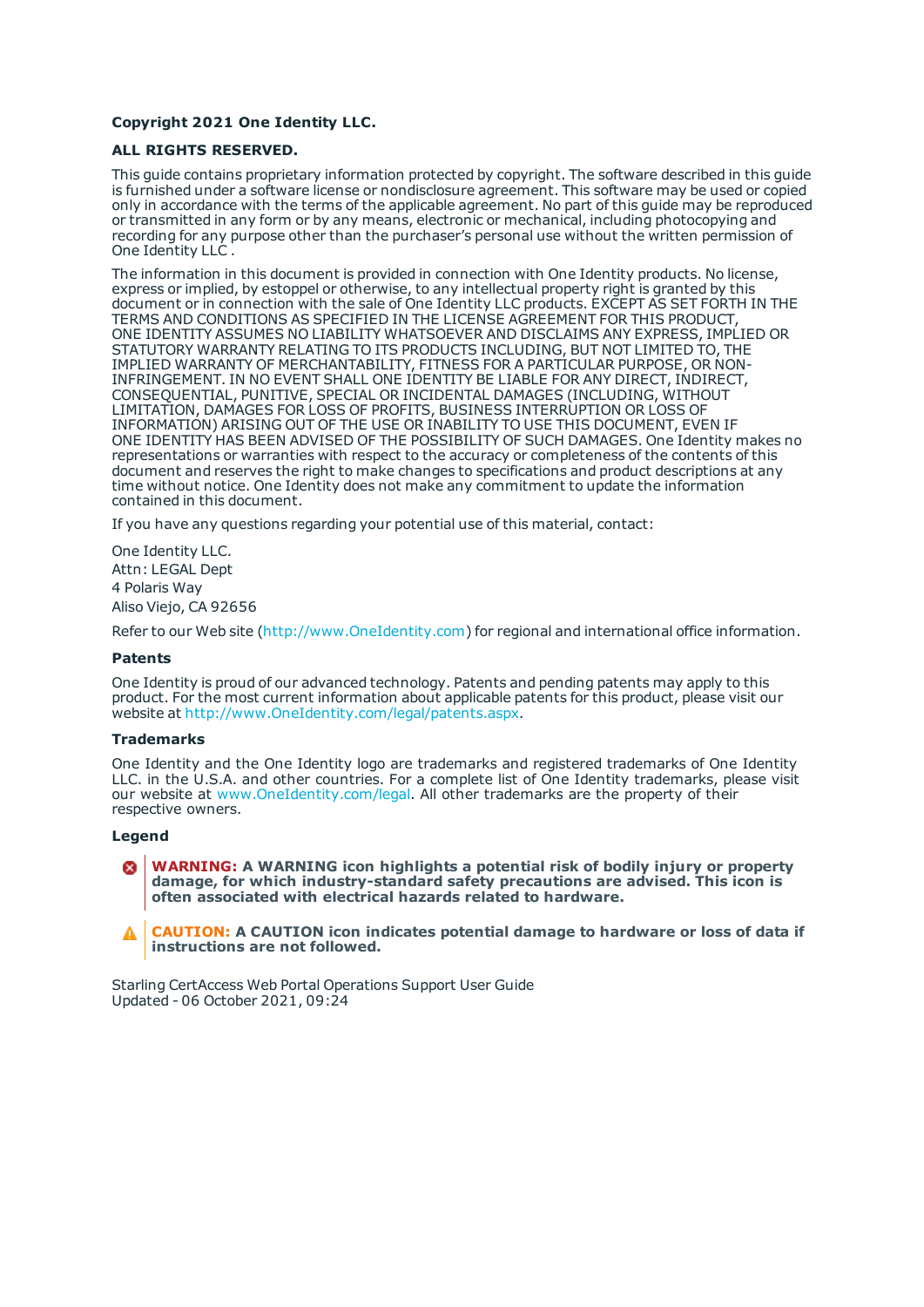**Copyright 2021 One Identity LLC.**

**ALL RIGHTS RESERVED.**

This guide contains proprietary information protected by copyright. The software described in this guide is furnished under a software license or nondisclosure agreement. This software may be used or copied only in accordance with the terms of the applicable agreement. No part of this guide may be reproduced or transmitted in any form or by any means, electronic or mechanical, including photocopying and recording for any purpose other than the purchaser's personal use without the written permission of One Identity LLC .

The information in this document is provided in connection with One Identity products. No license, express or implied, by estoppel or otherwise, to any intellectual property right is granted by this document or in connection with the sale of One Identity LLC products. EXCEPT AS SET FORTH IN THE TERMS AND CONDITIONS AS SPECIFIED IN THE LICENSE AGREEMENT FOR THIS PRODUCT, ONE IDENTITY ASSUMES NO LIABILITY WHATSOEVER AND DISCLAIMS ANY EXPRESS, IMPLIED OR STATUTORY WARRANTY RELATING TO ITS PRODUCTS INCLUDING, BUT NOT LIMITED TO, THE IMPLIED WARRANTY OF MERCHANTABILITY, FITNESS FOR A PARTICULAR PURPOSE, OR NON-INFRINGEMENT. IN NO EVENT SHALL ONE IDENTITY BE LIABLE FOR ANY DIRECT, INDIRECT, CONSEQUENTIAL, PUNITIVE, SPECIAL OR INCIDENTAL DAMAGES (INCLUDING, WITHOUT LIMITATION, DAMAGES FOR LOSS OF PROFITS, BUSINESS INTERRUPTION OR LOSS OF INFORMATION) ARISING OUT OF THE USE OR INABILITY TO USE THIS DOCUMENT, EVEN IF ONE IDENTITY HAS BEEN ADVISED OF THE POSSIBILITY OF SUCH DAMAGES. One Identity makes no representations or warranties with respect to the accuracy or completeness of the contents of this document and reserves the right to make changes to specifications and product descriptions at any time without notice. One Identity does not make any commitment to update the information contained in this document.

If you have any questions regarding your potential use of this material, contact:

One Identity LLC.
Attn: LEGAL Dept
4 Polaris Way
Aliso Viejo, CA 92656

Refer to our Web site (http://www.OneIdentity.com) for regional and international office information.

### Patents

One Identity is proud of our advanced technology. Patents and pending patents may apply to this product. For the most current information about applicable patents for this product, please visit our website at http://www.OneIdentity.com/legal/patents.aspx.

### Trademarks

One Identity and the One Identity logo are trademarks and registered trademarks of One Identity LLC. in the U.S.A. and other countries. For a complete list of One Identity trademarks, please visit our website at www.OneIdentity.com/legal. All other trademarks are the property of their respective owners.

### Legend

**WARNING: A WARNING icon highlights a potential risk of bodily injury or property damage, for which industry-standard safety precautions are advised. This icon is often associated with electrical hazards related to hardware.**

**CAUTION: A CAUTION icon indicates potential damage to hardware or loss of data if instructions are not followed.**

Starling CertAccess Web Portal Operations Support User Guide
Updated - 06 October 2021, 09:24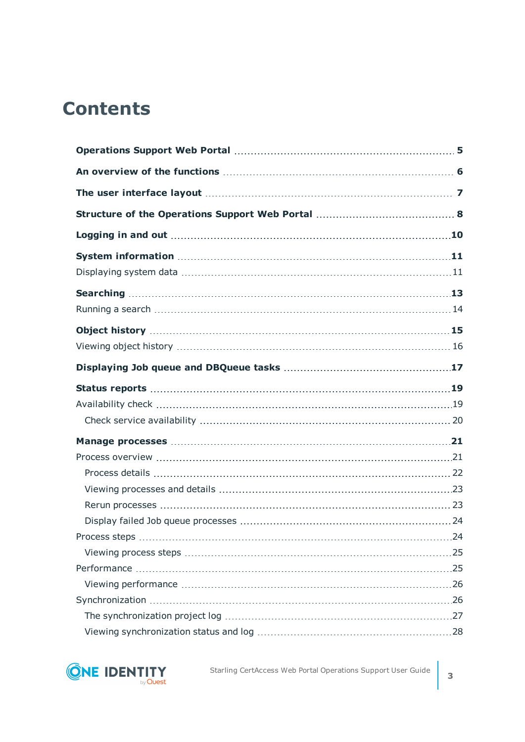# Contents

**Operations Support Web Portal** 5

**An overview of the functions** 6

**The user interface layout** 7

**Structure of the Operations Support Web Portal** 8

**Logging in and out** 10

**System information** 11

- Displaying system data 11

**Searching** 13

- Running a search 14

**Object history** 15

- Viewing object history 16

**Displaying Job queue and DBQueue tasks** 17

**Status reports** 19

- Availability check 19
  - Check service availability 20

**Manage processes** 21

- Process overview 21
  - Process details 22
  - Viewing processes and details 23
  - Rerun processes 23
  - Display failed Job queue processes 24
- Process steps 24
  - Viewing process steps 25
- Performance 25
  - Viewing performance 26
- Synchronization 26
  - The synchronization project log 27
  - Viewing synchronization status and log 28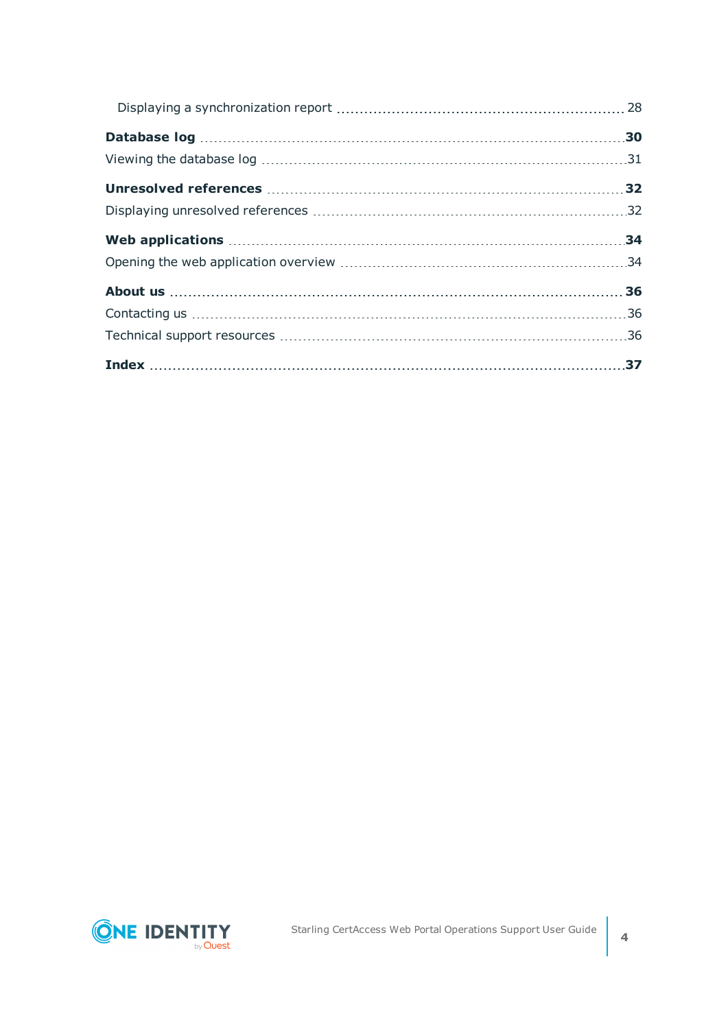Displaying a synchronization report 28

**Database log** 30

Viewing the database log 31

**Unresolved references** 32

Displaying unresolved references 32

**Web applications** 34

Opening the web application overview 34

**About us** 36

Contacting us 36

Technical support resources 36

**Index** 37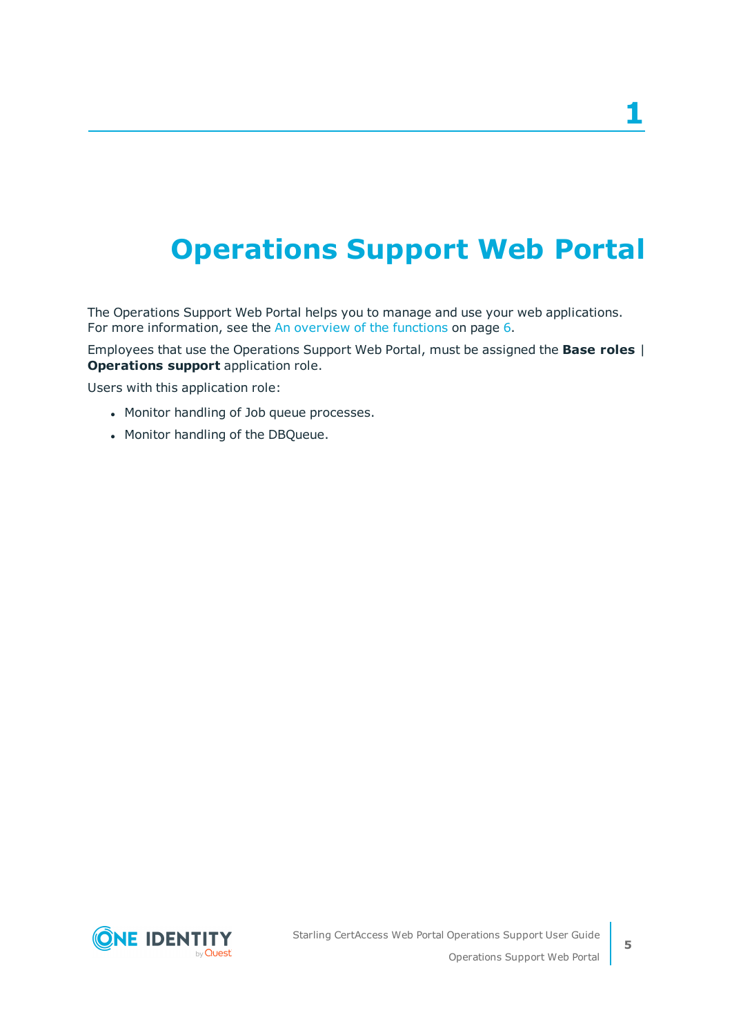# 1 Operations Support Web Portal

The Operations Support Web Portal helps you to manage and use your web applications. For more information, see the An overview of the functions on page 6.

Employees that use the Operations Support Web Portal, must be assigned the **Base roles** | **Operations support** application role.

Users with this application role:

- Monitor handling of Job queue processes.
- Monitor handling of the DBQueue.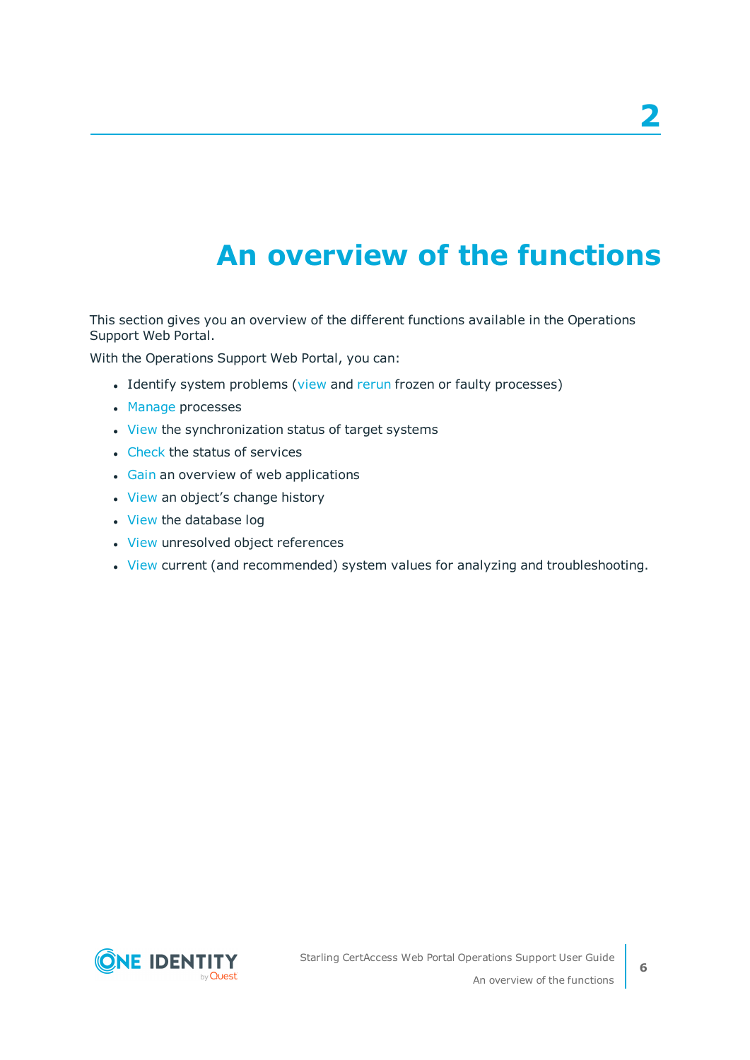# 2 An overview of the functions

This section gives you an overview of the different functions available in the Operations Support Web Portal.

With the Operations Support Web Portal, you can:

- Identify system problems (view and rerun frozen or faulty processes)
- Manage processes
- View the synchronization status of target systems
- Check the status of services
- Gain an overview of web applications
- View an object's change history
- View the database log
- View unresolved object references
- View current (and recommended) system values for analyzing and troubleshooting.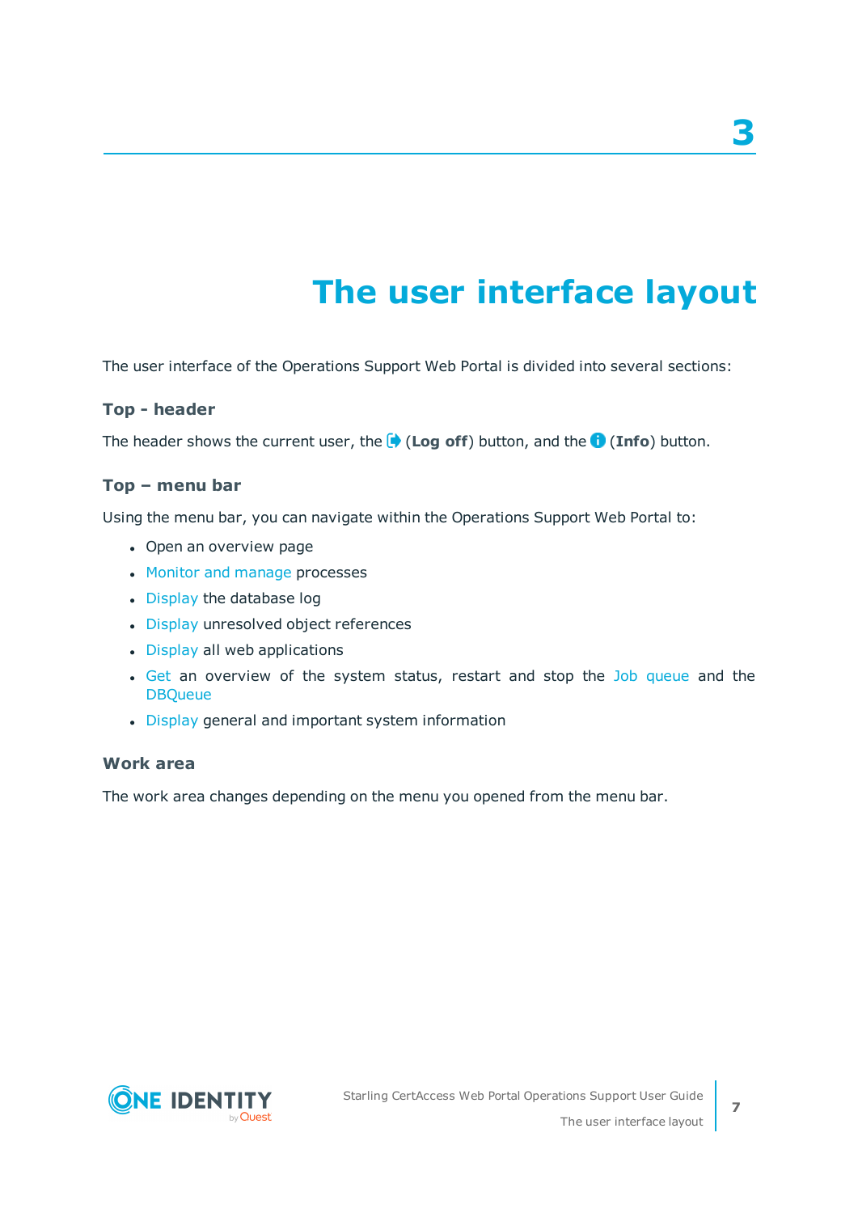# 3

# The user interface layout

The user interface of the Operations Support Web Portal is divided into several sections:

### Top - header

The header shows the current user, the (**Log off**) button, and the (**Info**) button.

### Top – menu bar

Using the menu bar, you can navigate within the Operations Support Web Portal to:

- Open an overview page
- Monitor and manage processes
- Display the database log
- Display unresolved object references
- Display all web applications
- Get an overview of the system status, restart and stop the Job queue and the DBQueue
- Display general and important system information

### Work area

The work area changes depending on the menu you opened from the menu bar.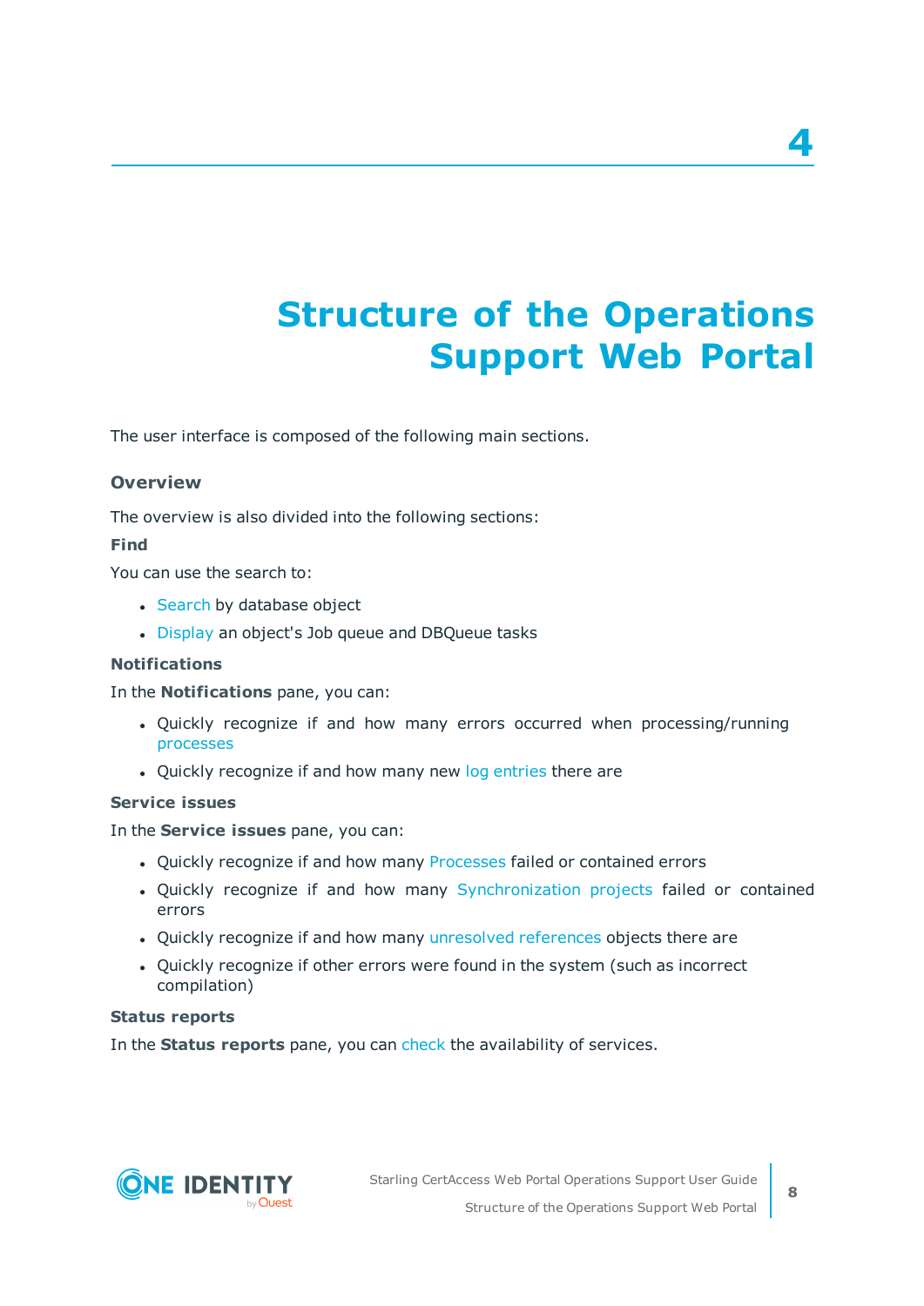# 4 Structure of the Operations Support Web Portal

The user interface is composed of the following main sections.

### Overview

The overview is also divided into the following sections:

#### Find

You can use the search to:

- Search by database object
- Display an object's Job queue and DBQueue tasks

#### Notifications

In the **Notifications** pane, you can:

- Quickly recognize if and how many errors occurred when processing/running processes
- Quickly recognize if and how many new log entries there are

#### Service issues

In the **Service issues** pane, you can:

- Quickly recognize if and how many Processes failed or contained errors
- Quickly recognize if and how many Synchronization projects failed or contained errors
- Quickly recognize if and how many unresolved references objects there are
- Quickly recognize if other errors were found in the system (such as incorrect compilation)

#### Status reports

In the **Status reports** pane, you can check the availability of services.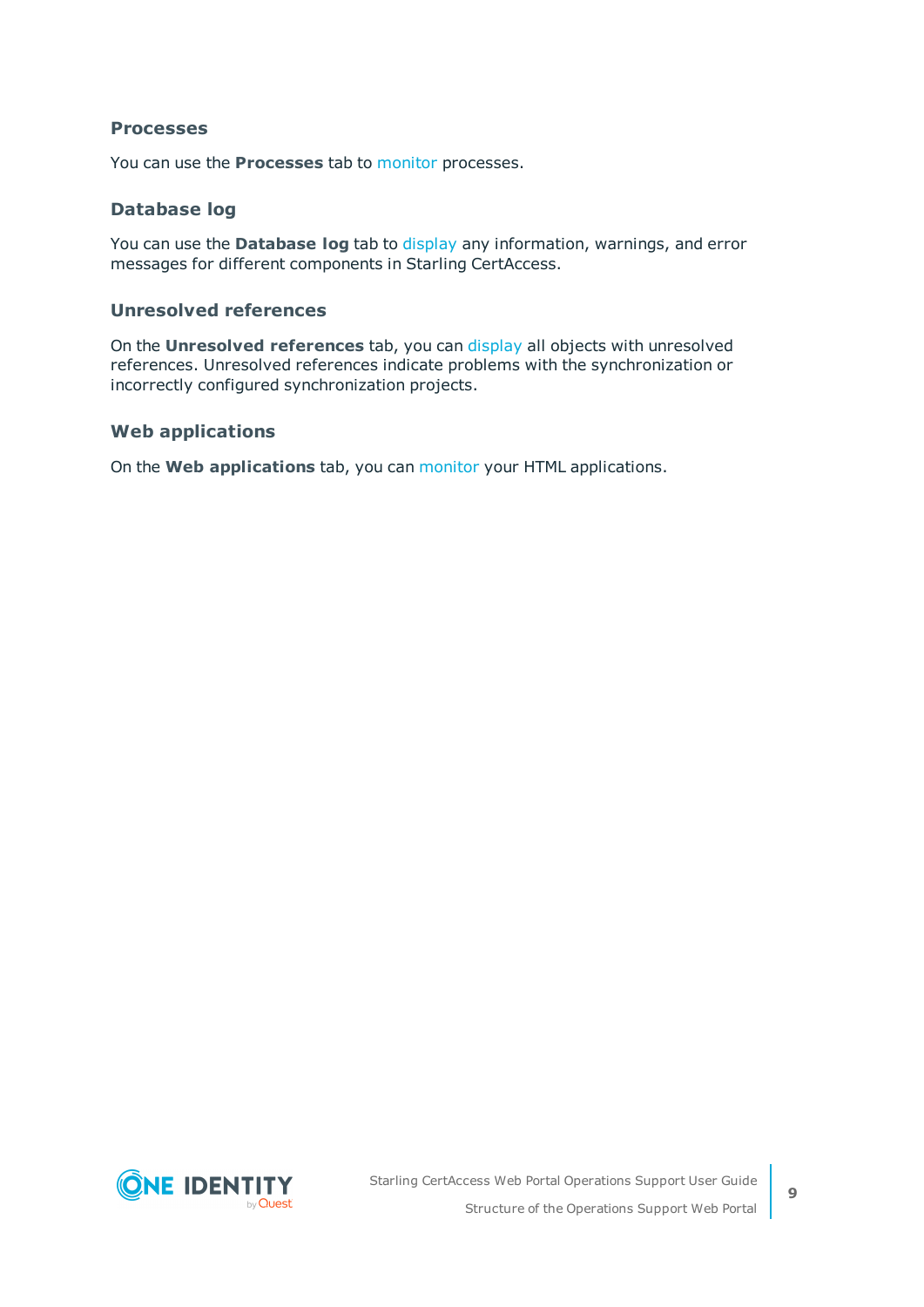### Processes

You can use the **Processes** tab to monitor processes.

### Database log

You can use the **Database log** tab to display any information, warnings, and error messages for different components in Starling CertAccess.

### Unresolved references

On the **Unresolved references** tab, you can display all objects with unresolved references. Unresolved references indicate problems with the synchronization or incorrectly configured synchronization projects.

### Web applications

On the **Web applications** tab, you can monitor your HTML applications.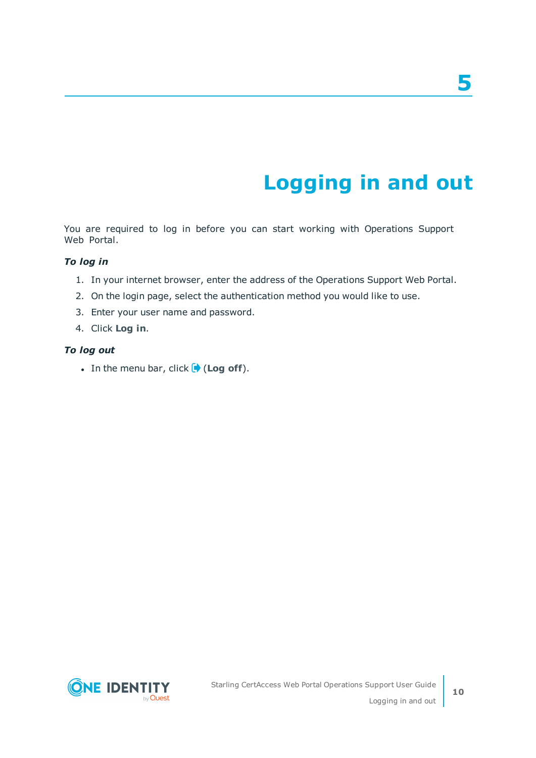# 5 Logging in and out

You are required to log in before you can start working with Operations Support Web Portal.

***To log in***

1. In your internet browser, enter the address of the Operations Support Web Portal.
2. On the login page, select the authentication method you would like to use.
3. Enter your user name and password.
4. Click **Log in**.

***To log out***

- In the menu bar, click (**Log off**).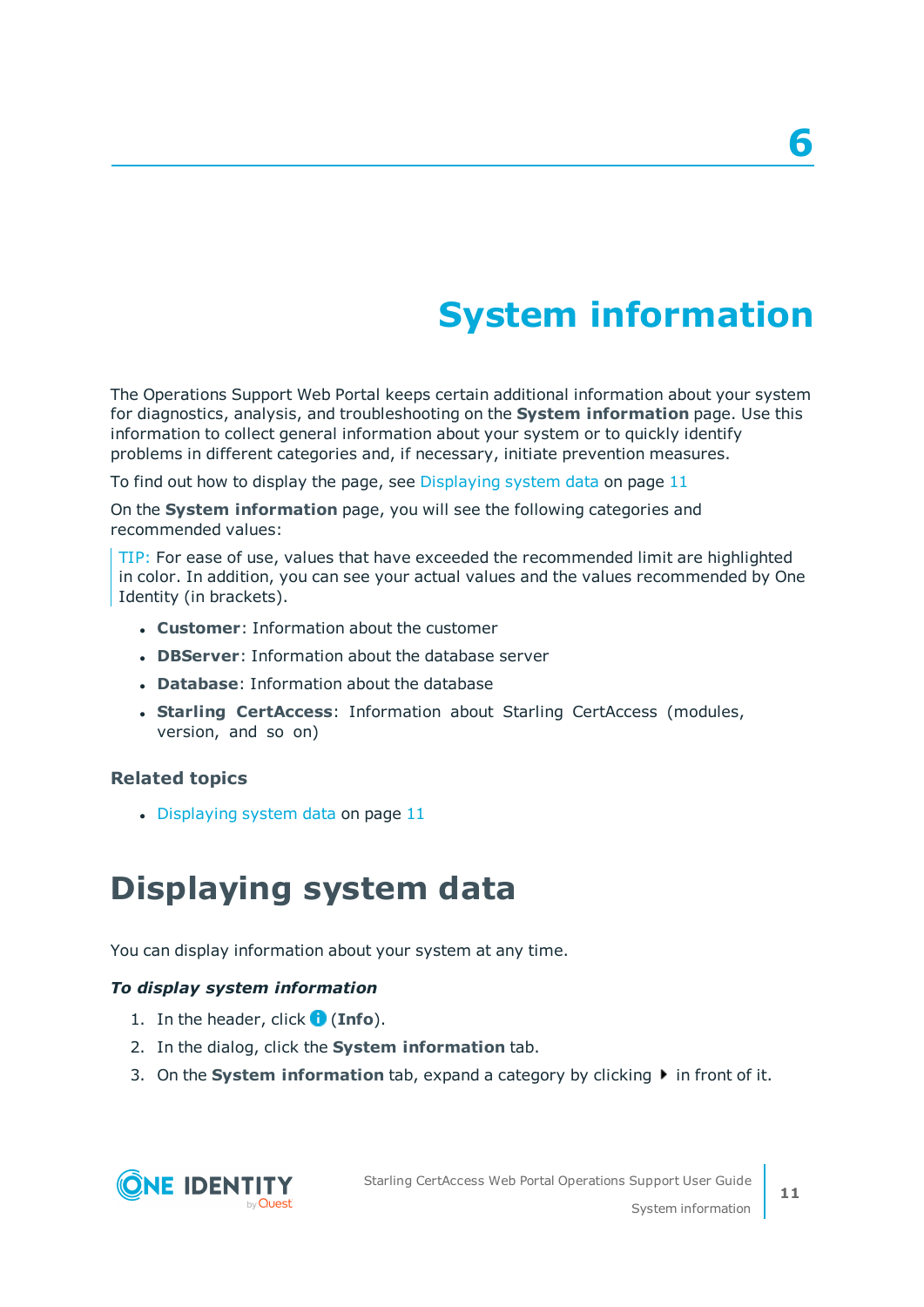# 6

# System information

The Operations Support Web Portal keeps certain additional information about your system for diagnostics, analysis, and troubleshooting on the **System information** page. Use this information to collect general information about your system or to quickly identify problems in different categories and, if necessary, initiate prevention measures.

To find out how to display the page, see Displaying system data on page 11

On the **System information** page, you will see the following categories and recommended values:

> TIP: For ease of use, values that have exceeded the recommended limit are highlighted in color. In addition, you can see your actual values and the values recommended by One Identity (in brackets).

- **Customer**: Information about the customer
- **DBServer**: Information about the database server
- **Database**: Information about the database
- **Starling CertAccess**: Information about Starling CertAccess (modules, version, and so on)

### Related topics

- Displaying system data on page 11

## Displaying system data

You can display information about your system at any time.

***To display system information***

1. In the header, click (**Info**).
2. In the dialog, click the **System information** tab.
3. On the **System information** tab, expand a category by clicking ▸ in front of it.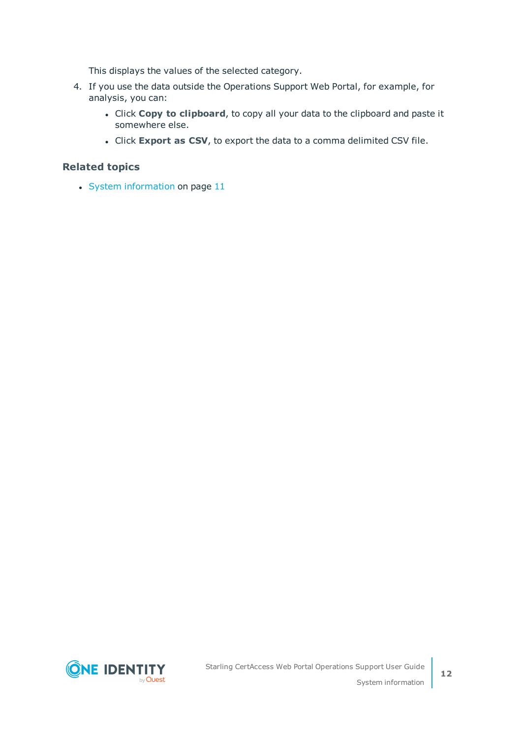This displays the values of the selected category.

4. If you use the data outside the Operations Support Web Portal, for example, for analysis, you can:
   - Click **Copy to clipboard**, to copy all your data to the clipboard and paste it somewhere else.
   - Click **Export as CSV**, to export the data to a comma delimited CSV file.

### Related topics

- System information on page 11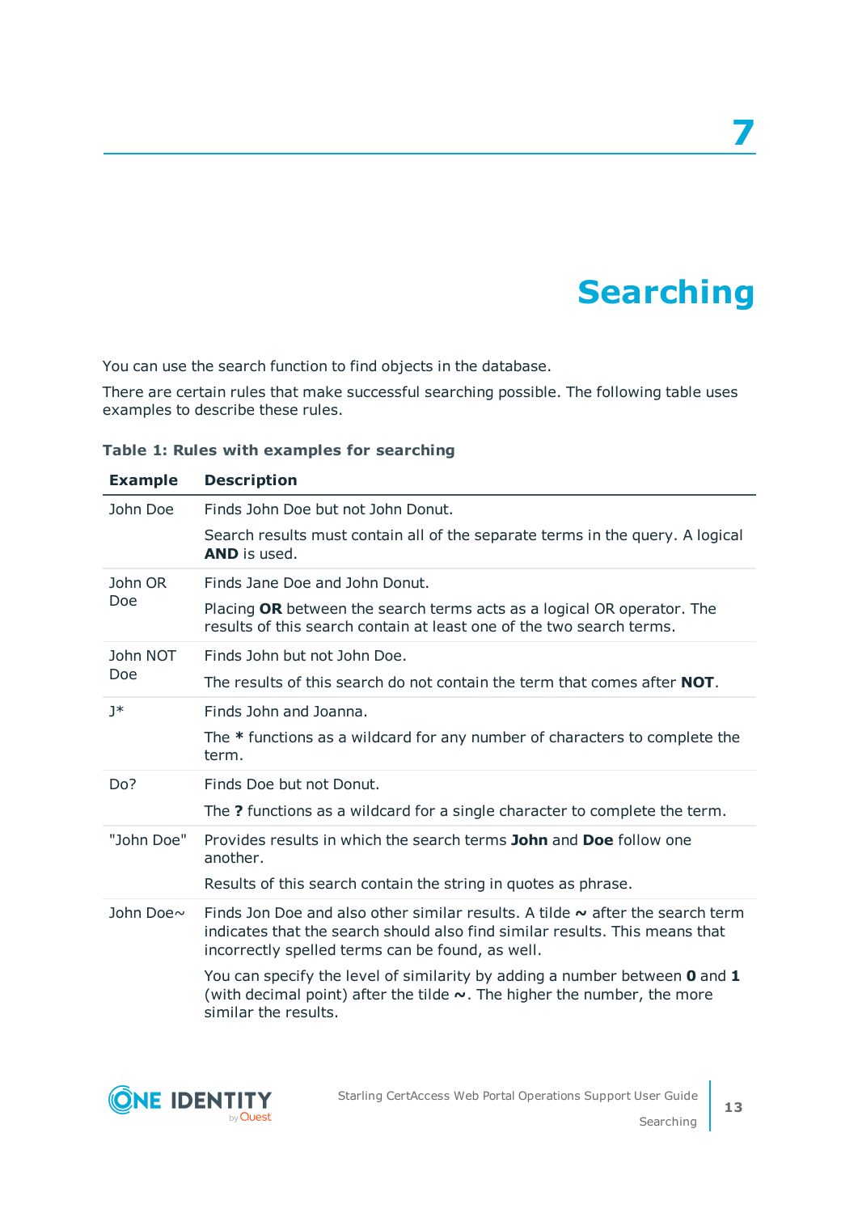# 7 Searching

You can use the search function to find objects in the database.

There are certain rules that make successful searching possible. The following table uses examples to describe these rules.

**Table 1: Rules with examples for searching**

| Example | Description |
|---|---|
| John Doe | Finds John Doe but not John Donut.<br><br>Search results must contain all of the separate terms in the query. A logical **AND** is used. |
| John OR Doe | Finds Jane Doe and John Donut.<br><br>Placing **OR** between the search terms acts as a logical OR operator. The results of this search contain at least one of the two search terms. |
| John NOT Doe | Finds John but not John Doe.<br><br>The results of this search do not contain the term that comes after **NOT**. |
| J* | Finds John and Joanna.<br><br>The **\*** functions as a wildcard for any number of characters to complete the term. |
| Do? | Finds Doe but not Donut.<br><br>The **?** functions as a wildcard for a single character to complete the term. |
| "John Doe" | Provides results in which the search terms **John** and **Doe** follow one another.<br><br>Results of this search contain the string in quotes as phrase. |
| John Doe~ | Finds Jon Doe and also other similar results. A tilde **~** after the search term indicates that the search should also find similar results. This means that incorrectly spelled terms can be found, as well.<br><br>You can specify the level of similarity by adding a number between **0** and **1** (with decimal point) after the tilde **~**. The higher the number, the more similar the results. |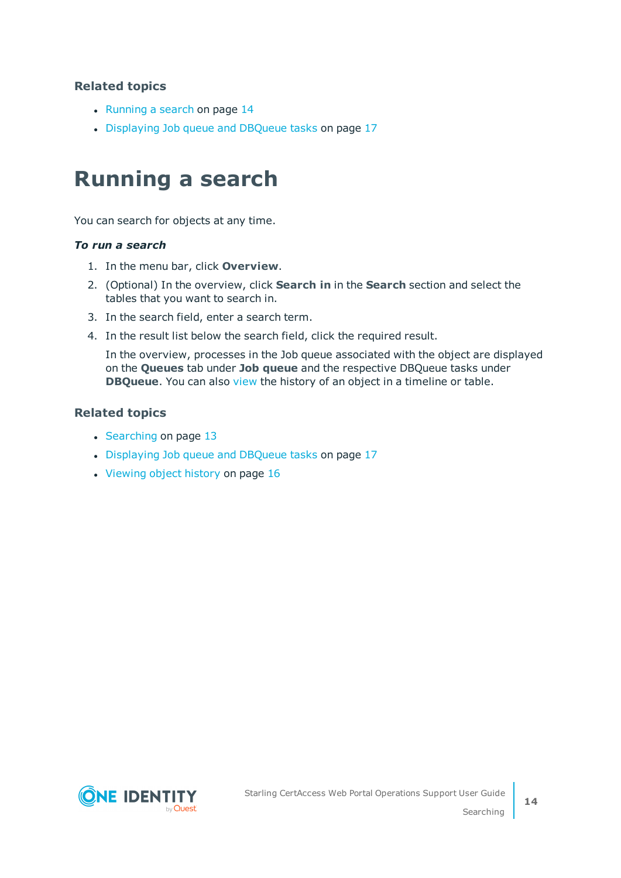### Related topics

- Running a search on page 14
- Displaying Job queue and DBQueue tasks on page 17

# Running a search

You can search for objects at any time.

***To run a search***

1. In the menu bar, click **Overview**.
2. (Optional) In the overview, click **Search in** in the **Search** section and select the tables that you want to search in.
3. In the search field, enter a search term.
4. In the result list below the search field, click the required result.

   In the overview, processes in the Job queue associated with the object are displayed on the **Queues** tab under **Job queue** and the respective DBQueue tasks under **DBQueue**. You can also view the history of an object in a timeline or table.

### Related topics

- Searching on page 13
- Displaying Job queue and DBQueue tasks on page 17
- Viewing object history on page 16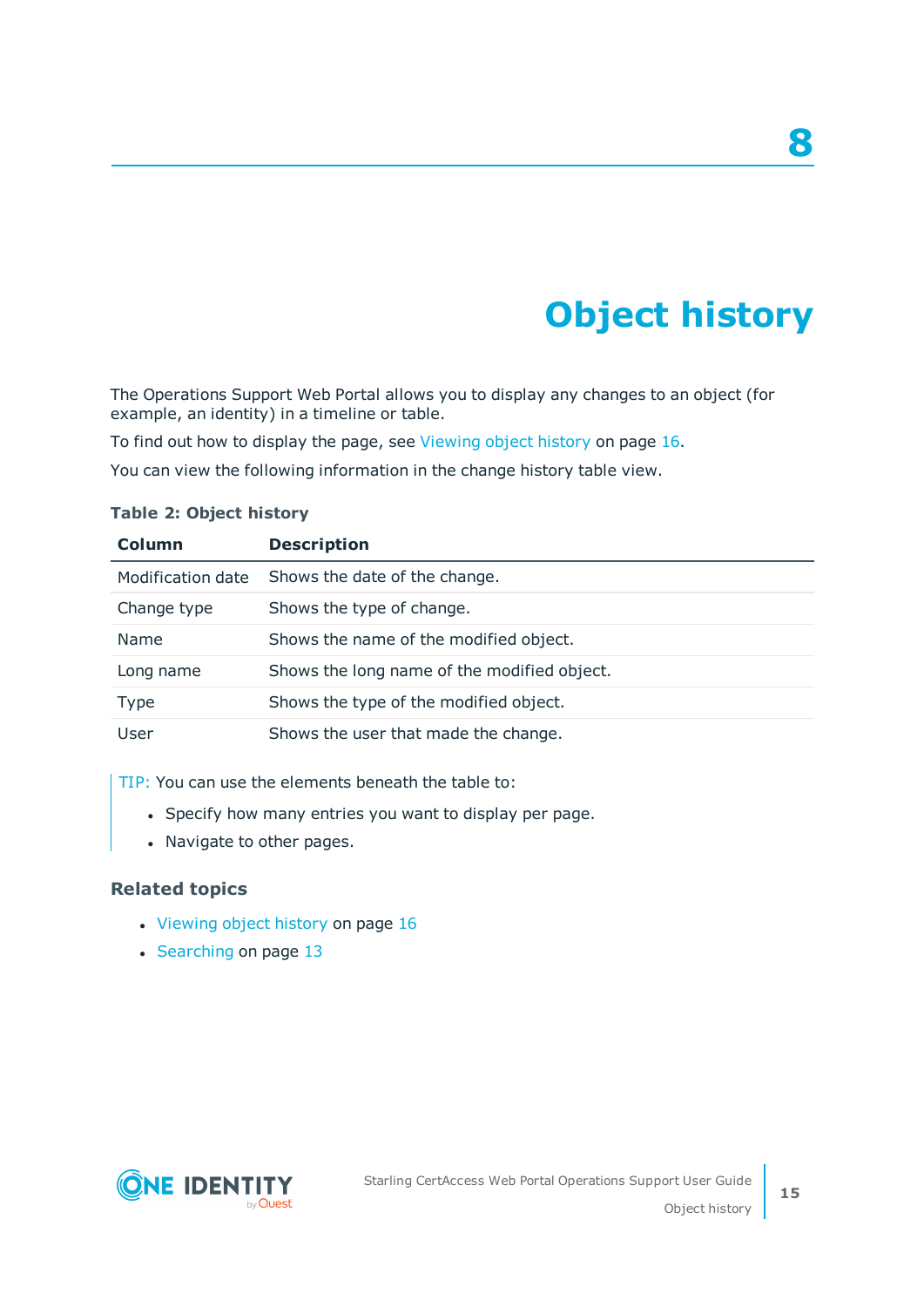# 8

# Object history

The Operations Support Web Portal allows you to display any changes to an object (for example, an identity) in a timeline or table.

To find out how to display the page, see Viewing object history on page 16.

You can view the following information in the change history table view.

**Table 2: Object history**

| Column | Description |
|---|---|
| Modification date | Shows the date of the change. |
| Change type | Shows the type of change. |
| Name | Shows the name of the modified object. |
| Long name | Shows the long name of the modified object. |
| Type | Shows the type of the modified object. |
| User | Shows the user that made the change. |

TIP: You can use the elements beneath the table to:

- Specify how many entries you want to display per page.
- Navigate to other pages.

### Related topics

- Viewing object history on page 16
- Searching on page 13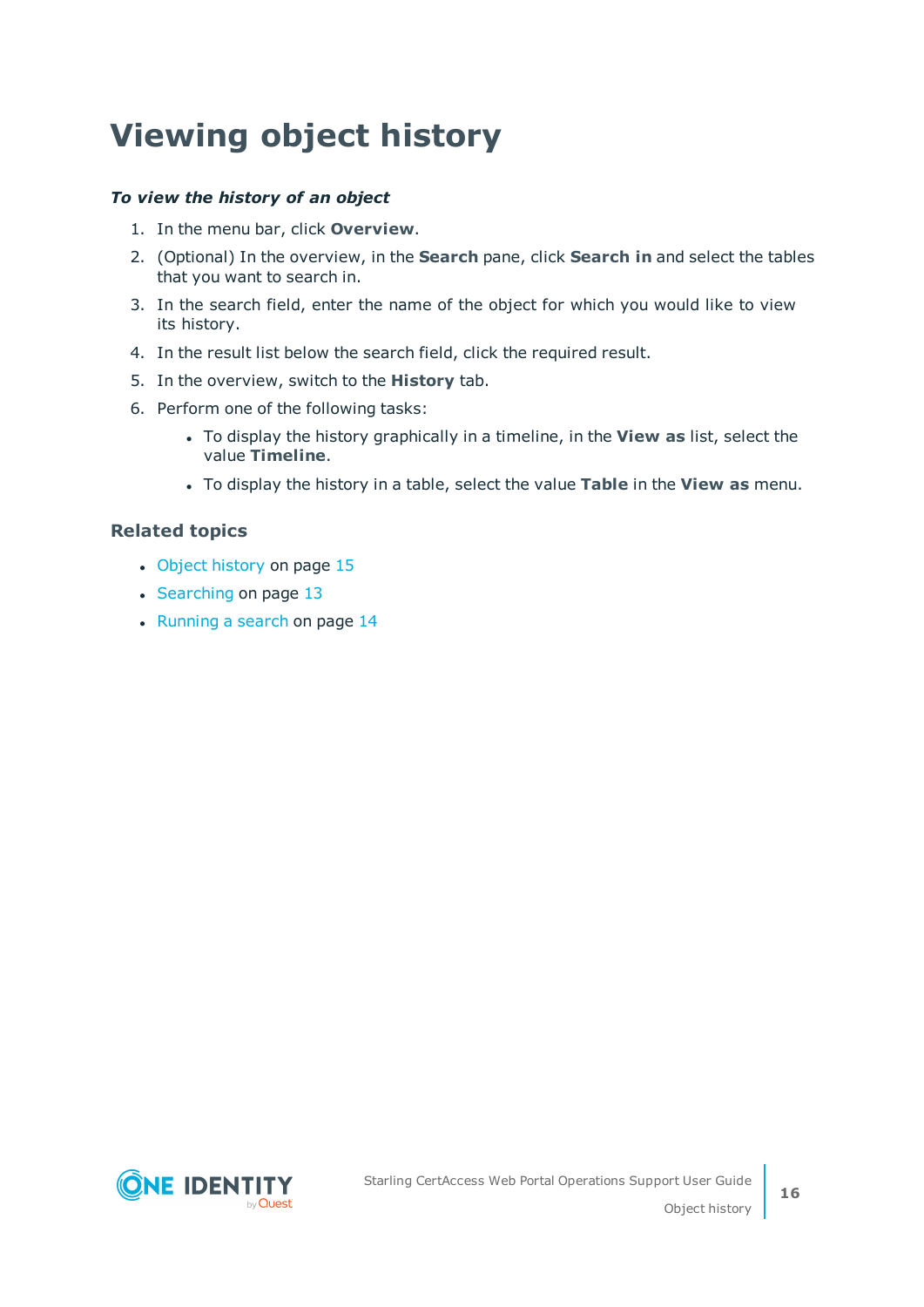# Viewing object history

***To view the history of an object***

1. In the menu bar, click **Overview**.
2. (Optional) In the overview, in the **Search** pane, click **Search in** and select the tables that you want to search in.
3. In the search field, enter the name of the object for which you would like to view its history.
4. In the result list below the search field, click the required result.
5. In the overview, switch to the **History** tab.
6. Perform one of the following tasks:
   - To display the history graphically in a timeline, in the **View as** list, select the value **Timeline**.
   - To display the history in a table, select the value **Table** in the **View as** menu.

### Related topics

- Object history on page 15
- Searching on page 13
- Running a search on page 14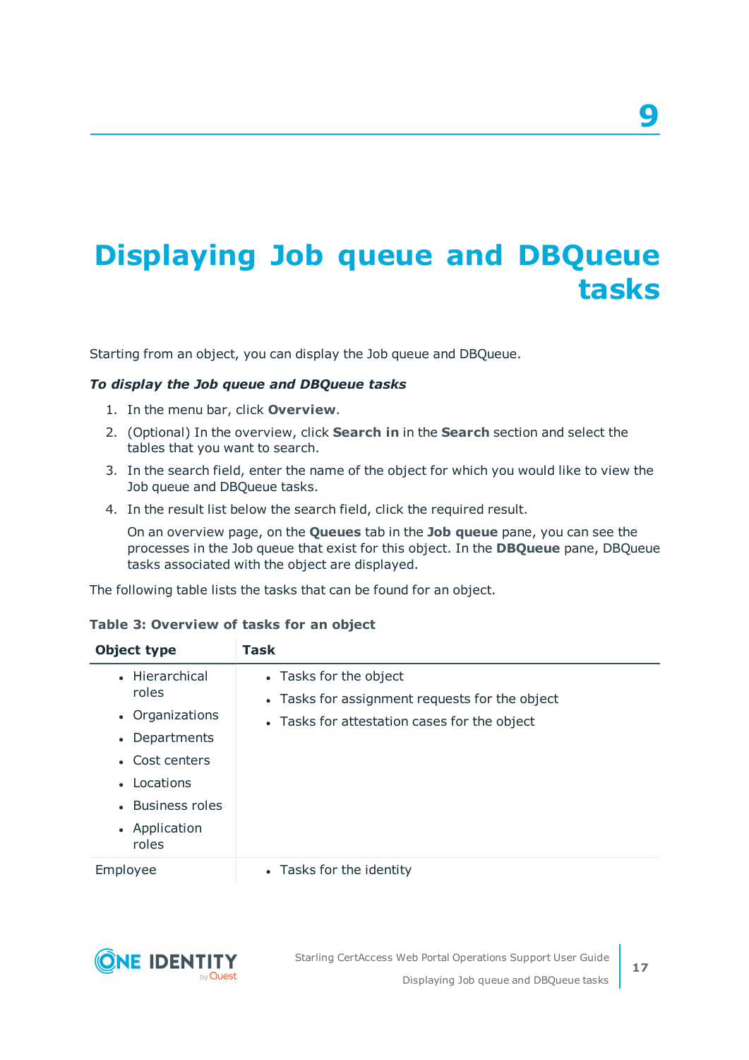# 9 Displaying Job queue and DBQueue tasks

Starting from an object, you can display the Job queue and DBQueue.

***To display the Job queue and DBQueue tasks***

1. In the menu bar, click **Overview**.
2. (Optional) In the overview, click **Search in** in the **Search** section and select the tables that you want to search.
3. In the search field, enter the name of the object for which you would like to view the Job queue and DBQueue tasks.
4. In the result list below the search field, click the required result.

   On an overview page, on the **Queues** tab in the **Job queue** pane, you can see the processes in the Job queue that exist for this object. In the **DBQueue** pane, DBQueue tasks associated with the object are displayed.

The following table lists the tasks that can be found for an object.

**Table 3: Overview of tasks for an object**

| Object type | Task |
|---|---|
| • Hierarchical roles<br>• Organizations<br>• Departments<br>• Cost centers<br>• Locations<br>• Business roles<br>• Application roles | • Tasks for the object<br>• Tasks for assignment requests for the object<br>• Tasks for attestation cases for the object |
| Employee | • Tasks for the identity |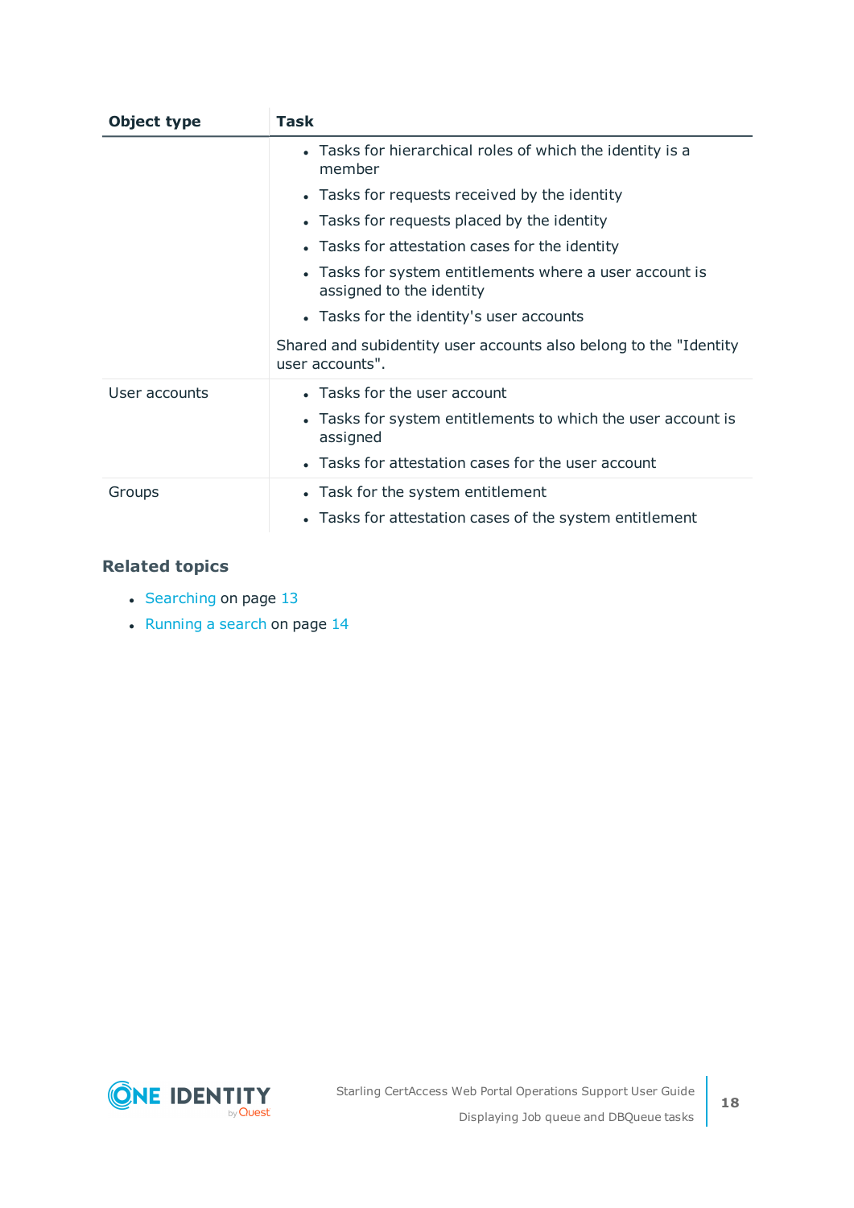| Object type | Task |
|---|---|
| | • Tasks for hierarchical roles of which the identity is a member<br>• Tasks for requests received by the identity<br>• Tasks for requests placed by the identity<br>• Tasks for attestation cases for the identity<br>• Tasks for system entitlements where a user account is assigned to the identity<br>• Tasks for the identity's user accounts<br><br>Shared and subidentity user accounts also belong to the "Identity user accounts". |
| User accounts | • Tasks for the user account<br>• Tasks for system entitlements to which the user account is assigned<br>• Tasks for attestation cases for the user account |
| Groups | • Task for the system entitlement<br>• Tasks for attestation cases of the system entitlement |

### Related topics

- Searching on page 13
- Running a search on page 14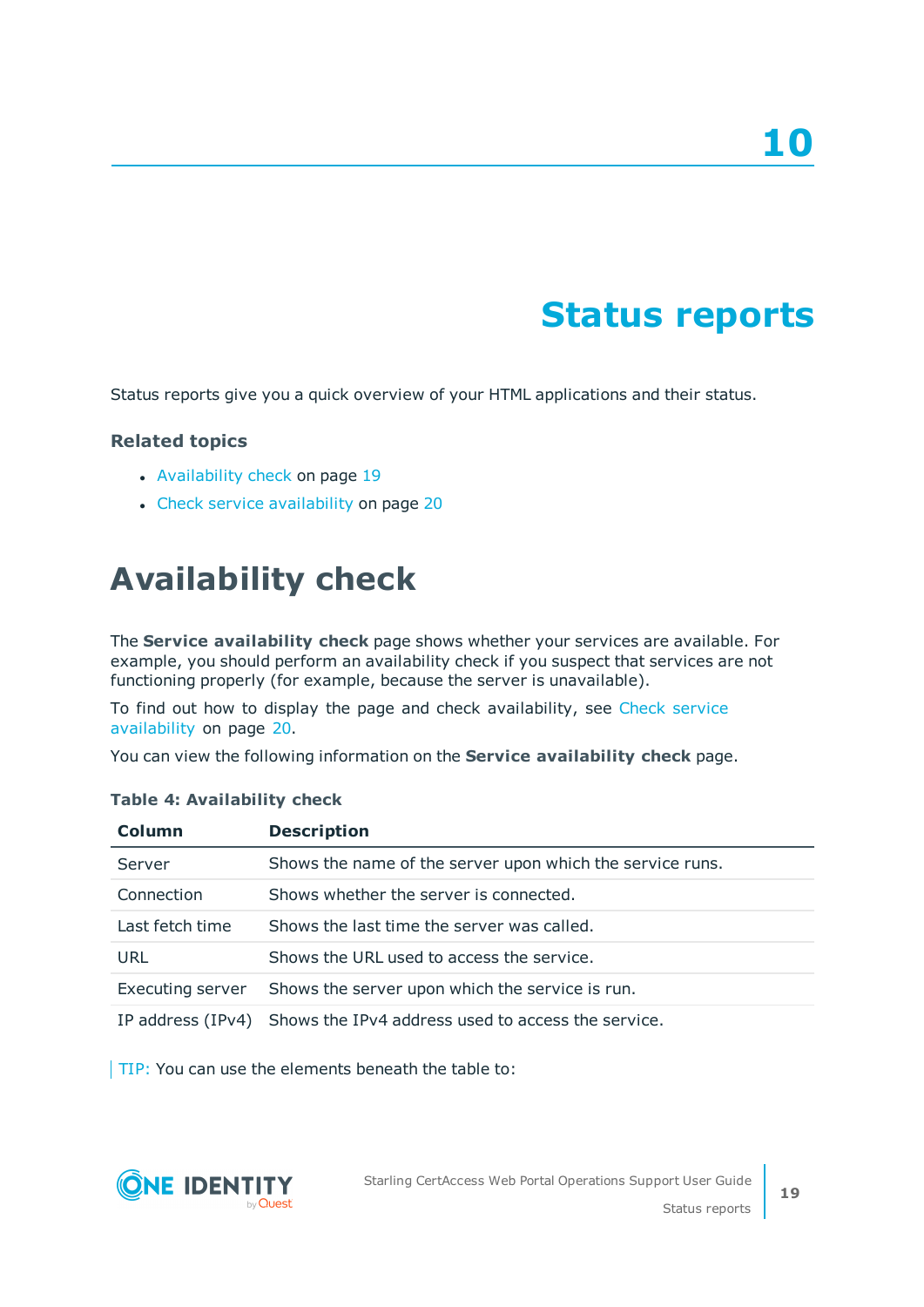# 10

# Status reports

Status reports give you a quick overview of your HTML applications and their status.

### Related topics

- Availability check on page 19
- Check service availability on page 20

## Availability check

The **Service availability check** page shows whether your services are available. For example, you should perform an availability check if you suspect that services are not functioning properly (for example, because the server is unavailable).

To find out how to display the page and check availability, see Check service availability on page 20.

You can view the following information on the **Service availability check** page.

**Table 4: Availability check**

| Column | Description |
|---|---|
| Server | Shows the name of the server upon which the service runs. |
| Connection | Shows whether the server is connected. |
| Last fetch time | Shows the last time the server was called. |
| URL | Shows the URL used to access the service. |
| Executing server | Shows the server upon which the service is run. |
| IP address (IPv4) | Shows the IPv4 address used to access the service. |

TIP: You can use the elements beneath the table to: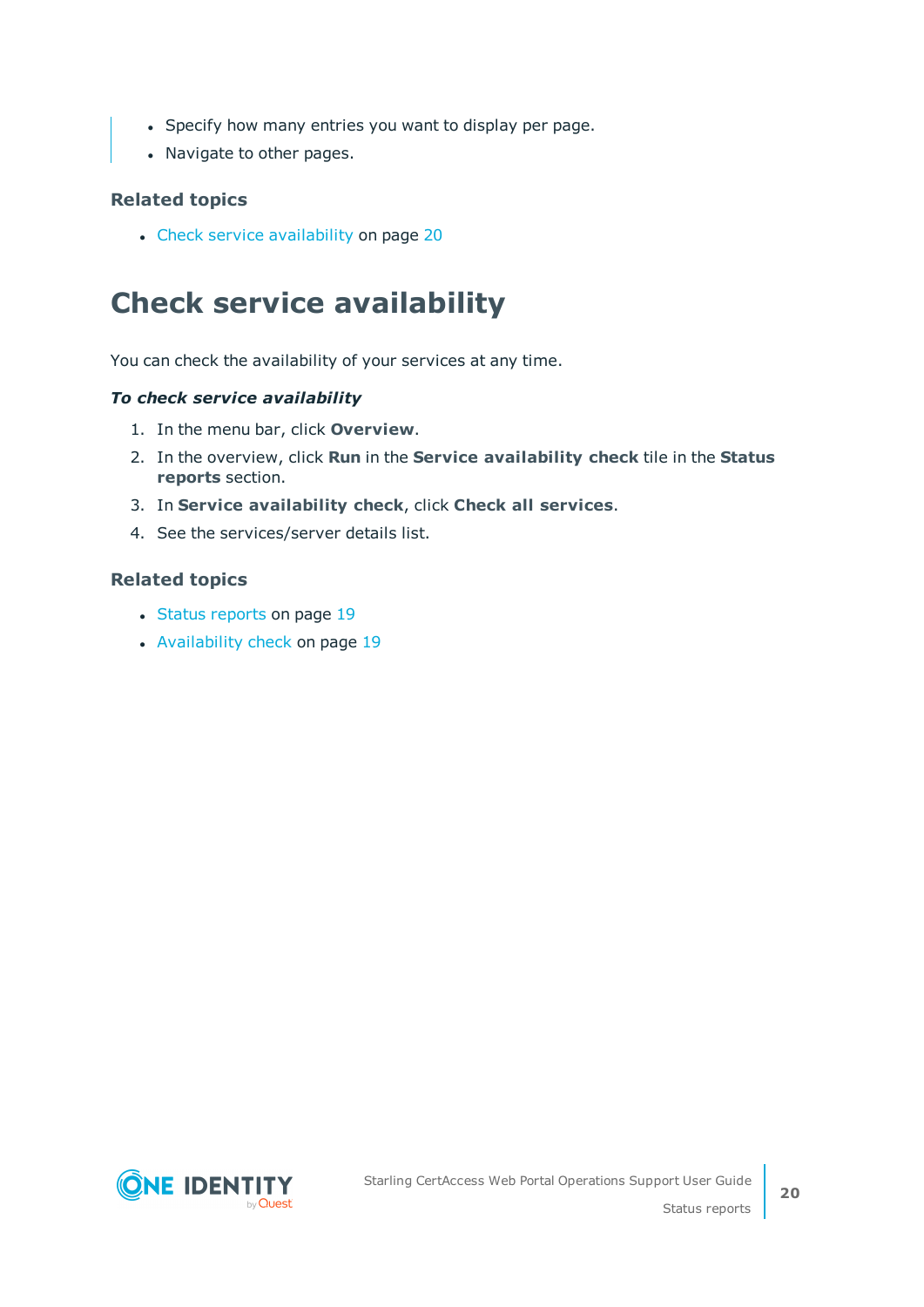- Specify how many entries you want to display per page.
- Navigate to other pages.

### Related topics

- Check service availability on page 20

## Check service availability

You can check the availability of your services at any time.

***To check service availability***

1. In the menu bar, click **Overview**.
2. In the overview, click **Run** in the **Service availability check** tile in the **Status reports** section.
3. In **Service availability check**, click **Check all services**.
4. See the services/server details list.

### Related topics

- Status reports on page 19
- Availability check on page 19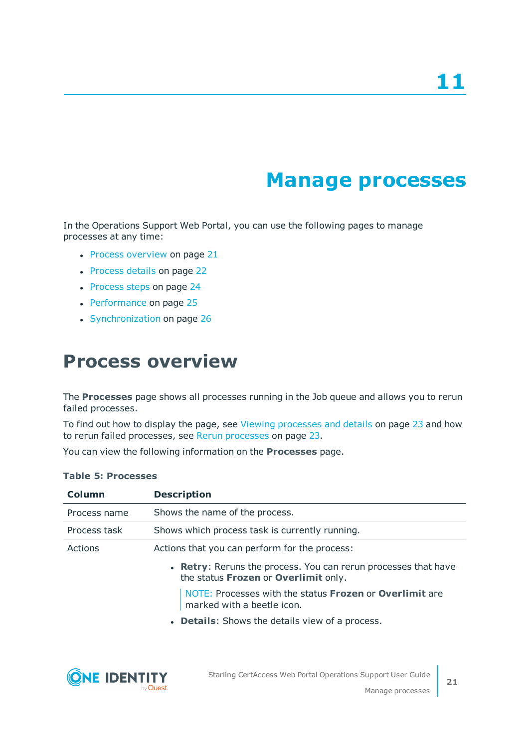# 11

# Manage processes

In the Operations Support Web Portal, you can use the following pages to manage processes at any time:

- Process overview on page 21
- Process details on page 22
- Process steps on page 24
- Performance on page 25
- Synchronization on page 26

## Process overview

The **Processes** page shows all processes running in the Job queue and allows you to rerun failed processes.

To find out how to display the page, see Viewing processes and details on page 23 and how to rerun failed processes, see Rerun processes on page 23.

You can view the following information on the **Processes** page.

**Table 5: Processes**

| Column | Description |
|---|---|
| Process name | Shows the name of the process. |
| Process task | Shows which process task is currently running. |
| Actions | Actions that you can perform for the process:<br>• **Retry**: Reruns the process. You can rerun processes that have the status **Frozen** or **Overlimit** only.<br>NOTE: Processes with the status **Frozen** or **Overlimit** are marked with a beetle icon.<br>• **Details**: Shows the details view of a process. |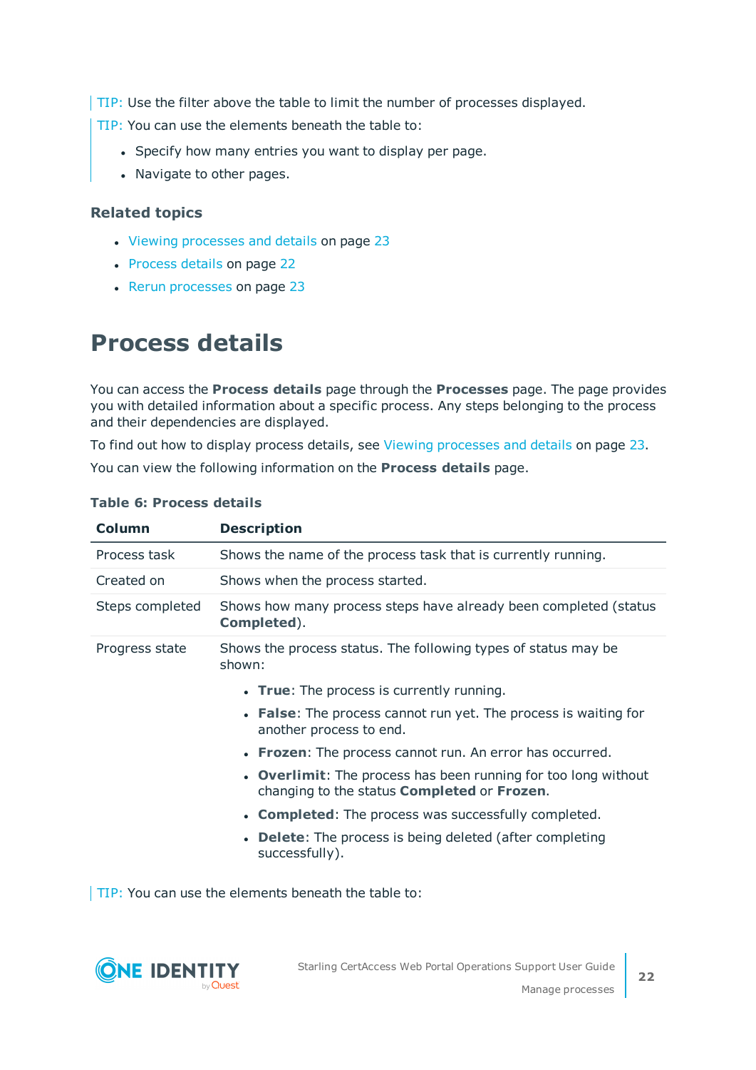TIP: Use the filter above the table to limit the number of processes displayed.

TIP: You can use the elements beneath the table to:

- Specify how many entries you want to display per page.
- Navigate to other pages.

### Related topics

- Viewing processes and details on page 23
- Process details on page 22
- Rerun processes on page 23

# Process details

You can access the **Process details** page through the **Processes** page. The page provides you with detailed information about a specific process. Any steps belonging to the process and their dependencies are displayed.

To find out how to display process details, see Viewing processes and details on page 23.

You can view the following information on the **Process details** page.

**Table 6: Process details**

| Column | Description |
| --- | --- |
| Process task | Shows the name of the process task that is currently running. |
| Created on | Shows when the process started. |
| Steps completed | Shows how many process steps have already been completed (status **Completed**). |
| Progress state | Shows the process status. The following types of status may be shown:<br>• **True**: The process is currently running.<br>• **False**: The process cannot run yet. The process is waiting for another process to end.<br>• **Frozen**: The process cannot run. An error has occurred.<br>• **Overlimit**: The process has been running for too long without changing to the status **Completed** or **Frozen**.<br>• **Completed**: The process was successfully completed.<br>• **Delete**: The process is being deleted (after completing successfully). |

TIP: You can use the elements beneath the table to: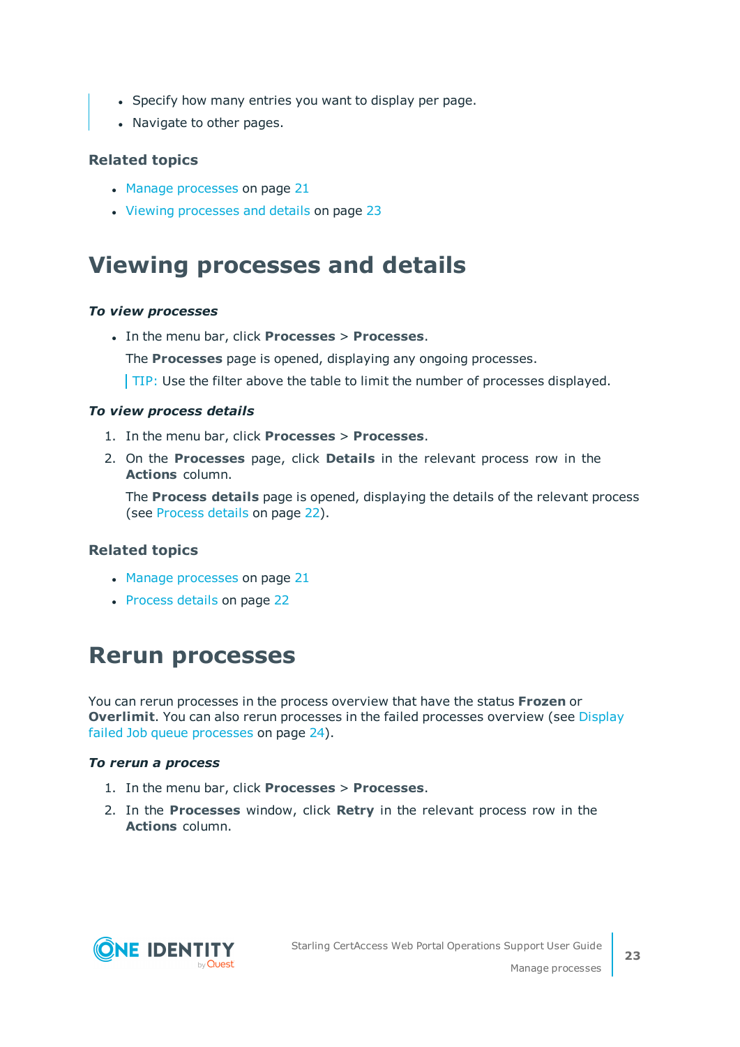- Specify how many entries you want to display per page.
- Navigate to other pages.

### Related topics

- Manage processes on page 21
- Viewing processes and details on page 23

# Viewing processes and details

***To view processes***

- In the menu bar, click **Processes** > **Processes**.

  The **Processes** page is opened, displaying any ongoing processes.

  TIP: Use the filter above the table to limit the number of processes displayed.

***To view process details***

1. In the menu bar, click **Processes** > **Processes**.
2. On the **Processes** page, click **Details** in the relevant process row in the **Actions** column.

   The **Process details** page is opened, displaying the details of the relevant process (see Process details on page 22).

### Related topics

- Manage processes on page 21
- Process details on page 22

# Rerun processes

You can rerun processes in the process overview that have the status **Frozen** or **Overlimit**. You can also rerun processes in the failed processes overview (see Display failed Job queue processes on page 24).

***To rerun a process***

1. In the menu bar, click **Processes** > **Processes**.
2. In the **Processes** window, click **Retry** in the relevant process row in the **Actions** column.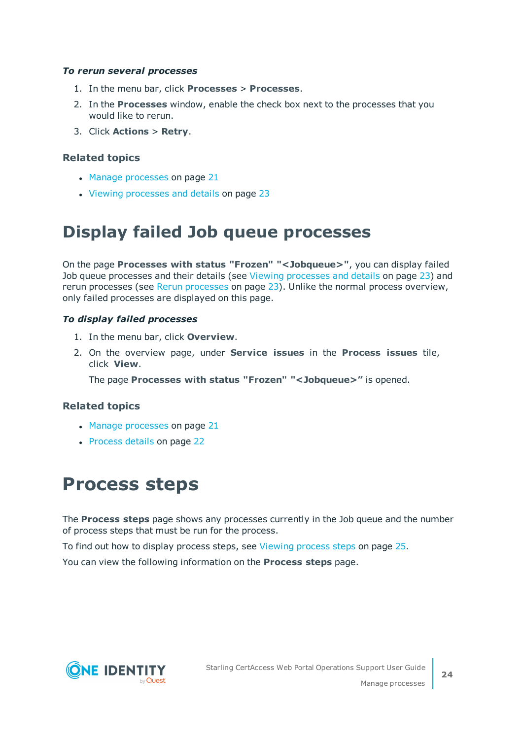*To rerun several processes*

1. In the menu bar, click **Processes** > **Processes**.
2. In the **Processes** window, enable the check box next to the processes that you would like to rerun.
3. Click **Actions** > **Retry**.

### Related topics

- Manage processes on page 21
- Viewing processes and details on page 23

# Display failed Job queue processes

On the page **Processes with status "Frozen" "<Jobqueue>"**, you can display failed Job queue processes and their details (see Viewing processes and details on page 23) and rerun processes (see Rerun processes on page 23). Unlike the normal process overview, only failed processes are displayed on this page.

*To display failed processes*

1. In the menu bar, click **Overview**.
2. On the overview page, under **Service issues** in the **Process issues** tile, click **View**.

   The page **Processes with status "Frozen" "<Jobqueue>"** is opened.

### Related topics

- Manage processes on page 21
- Process details on page 22

# Process steps

The **Process steps** page shows any processes currently in the Job queue and the number of process steps that must be run for the process.

To find out how to display process steps, see Viewing process steps on page 25.

You can view the following information on the **Process steps** page.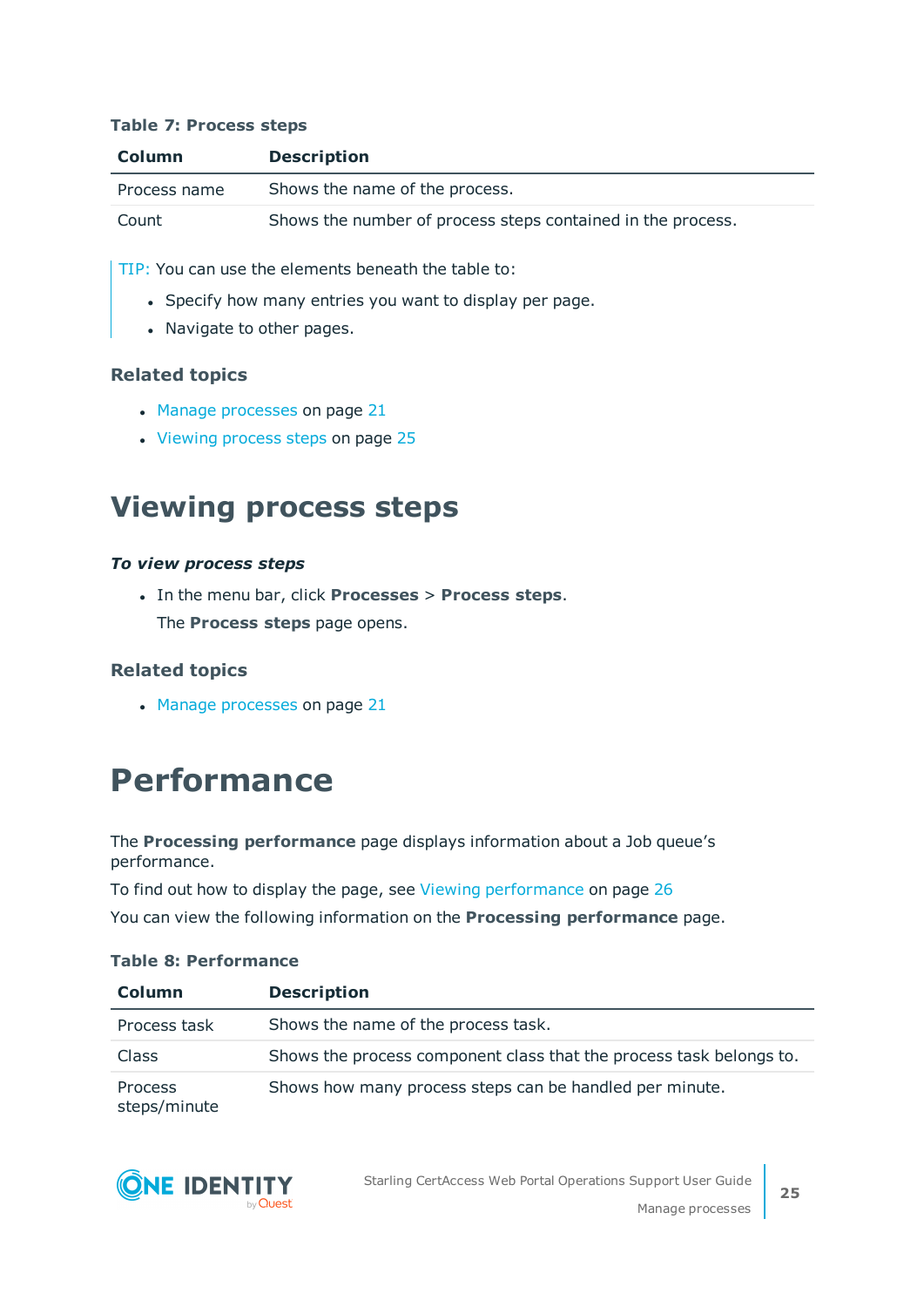**Table 7: Process steps**

| Column | Description |
|---|---|
| Process name | Shows the name of the process. |
| Count | Shows the number of process steps contained in the process. |

TIP: You can use the elements beneath the table to:

- Specify how many entries you want to display per page.
- Navigate to other pages.

### Related topics

- Manage processes on page 21
- Viewing process steps on page 25

## Viewing process steps

***To view process steps***

- In the menu bar, click **Processes** > **Process steps**.

  The **Process steps** page opens.

### Related topics

- Manage processes on page 21

# Performance

The **Processing performance** page displays information about a Job queue's performance.

To find out how to display the page, see Viewing performance on page 26

You can view the following information on the **Processing performance** page.

**Table 8: Performance**

| Column | Description |
|---|---|
| Process task | Shows the name of the process task. |
| Class | Shows the process component class that the process task belongs to. |
| Process steps/minute | Shows how many process steps can be handled per minute. |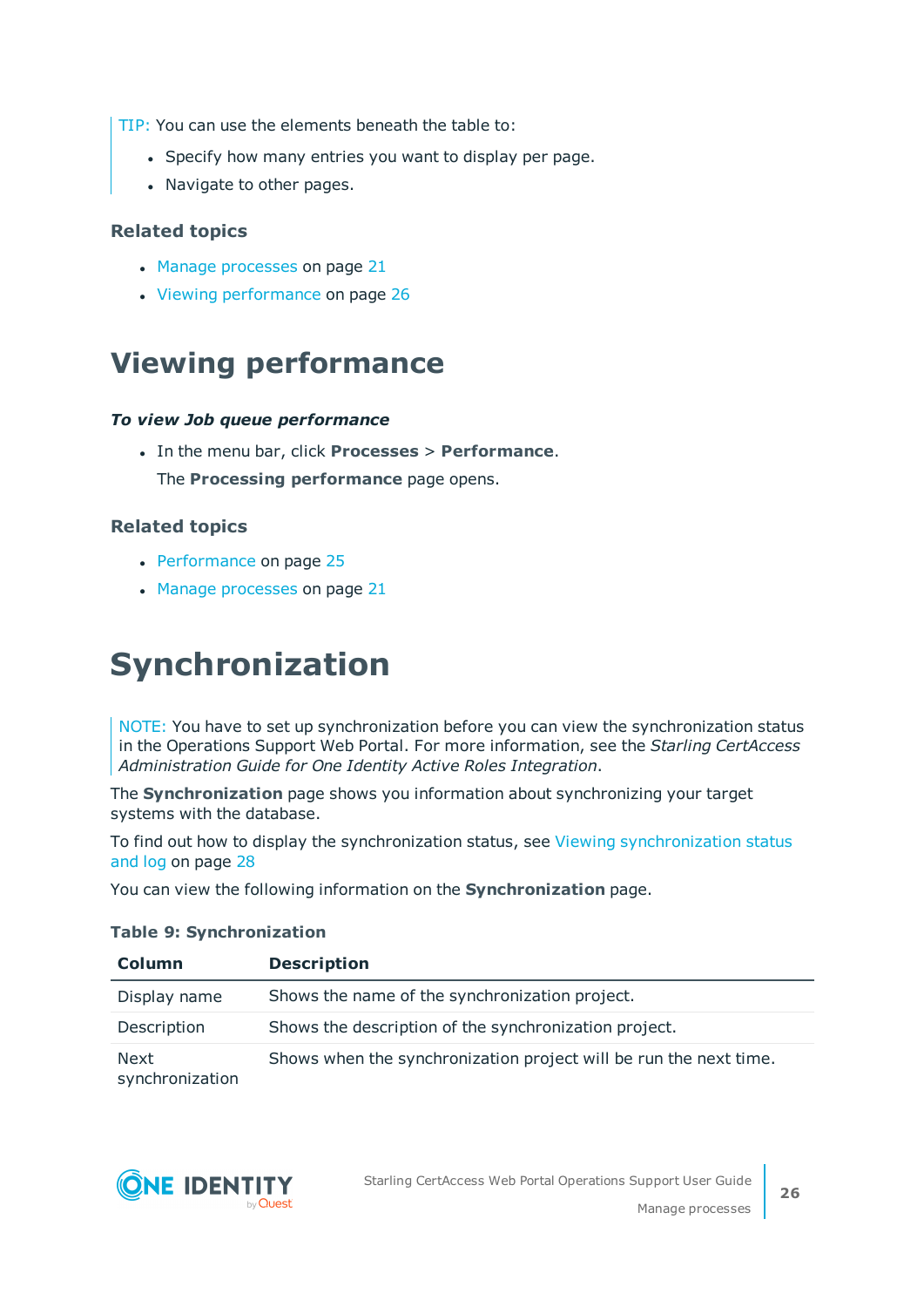TIP: You can use the elements beneath the table to:

- Specify how many entries you want to display per page.
- Navigate to other pages.

### Related topics

- Manage processes on page 21
- Viewing performance on page 26

## Viewing performance

***To view Job queue performance***

- In the menu bar, click **Processes** > **Performance**.

  The **Processing performance** page opens.

### Related topics

- Performance on page 25
- Manage processes on page 21

# Synchronization

NOTE: You have to set up synchronization before you can view the synchronization status in the Operations Support Web Portal. For more information, see the *Starling CertAccess Administration Guide for One Identity Active Roles Integration*.

The **Synchronization** page shows you information about synchronizing your target systems with the database.

To find out how to display the synchronization status, see Viewing synchronization status and log on page 28

You can view the following information on the **Synchronization** page.

**Table 9: Synchronization**

| Column | Description |
| --- | --- |
| Display name | Shows the name of the synchronization project. |
| Description | Shows the description of the synchronization project. |
| Next synchronization | Shows when the synchronization project will be run the next time. |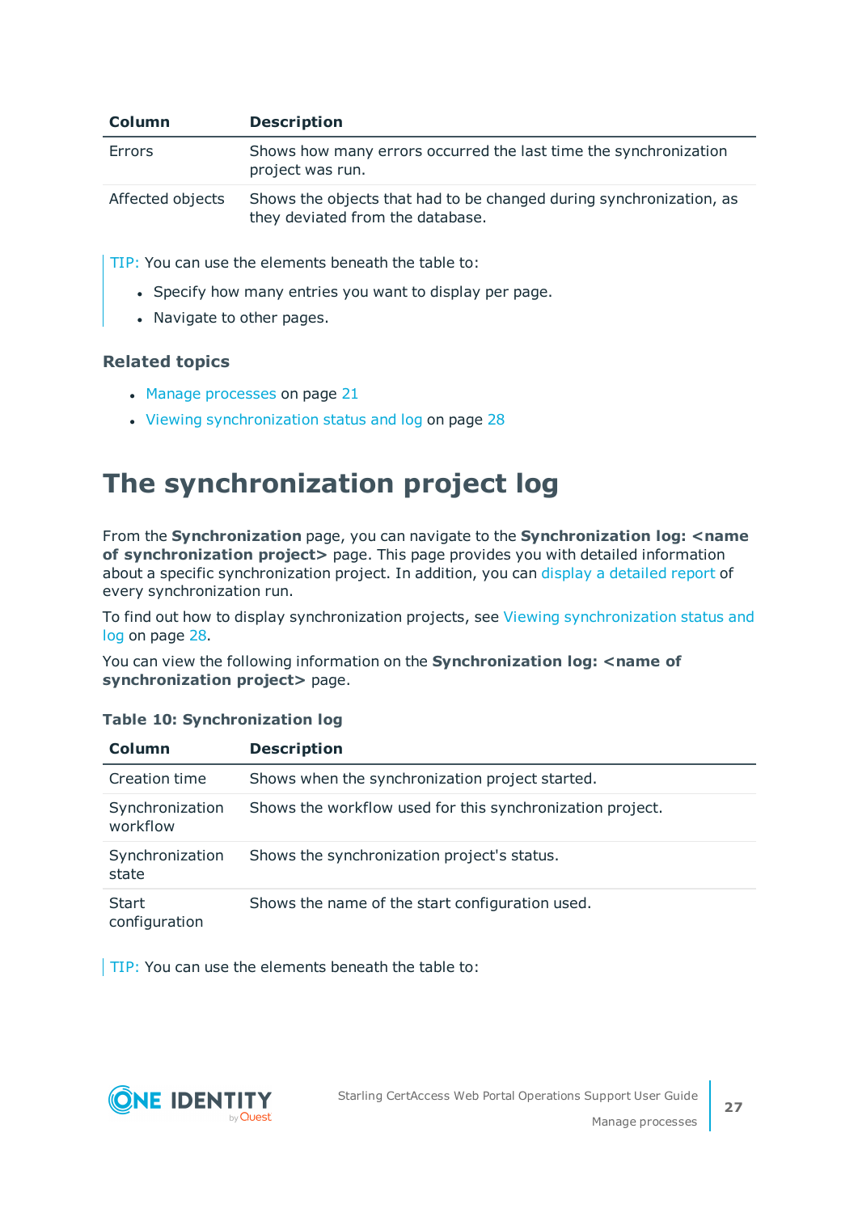| Column | Description |
|---|---|
| Errors | Shows how many errors occurred the last time the synchronization project was run. |
| Affected objects | Shows the objects that had to be changed during synchronization, as they deviated from the database. |

TIP: You can use the elements beneath the table to:

- Specify how many entries you want to display per page.
- Navigate to other pages.

### Related topics

- Manage processes on page 21
- Viewing synchronization status and log on page 28

# The synchronization project log

From the **Synchronization** page, you can navigate to the **Synchronization log: <name of synchronization project>** page. This page provides you with detailed information about a specific synchronization project. In addition, you can display a detailed report of every synchronization run.

To find out how to display synchronization projects, see Viewing synchronization status and log on page 28.

You can view the following information on the **Synchronization log: <name of synchronization project>** page.

**Table 10: Synchronization log**

| Column | Description |
|---|---|
| Creation time | Shows when the synchronization project started. |
| Synchronization workflow | Shows the workflow used for this synchronization project. |
| Synchronization state | Shows the synchronization project's status. |
| Start configuration | Shows the name of the start configuration used. |

TIP: You can use the elements beneath the table to: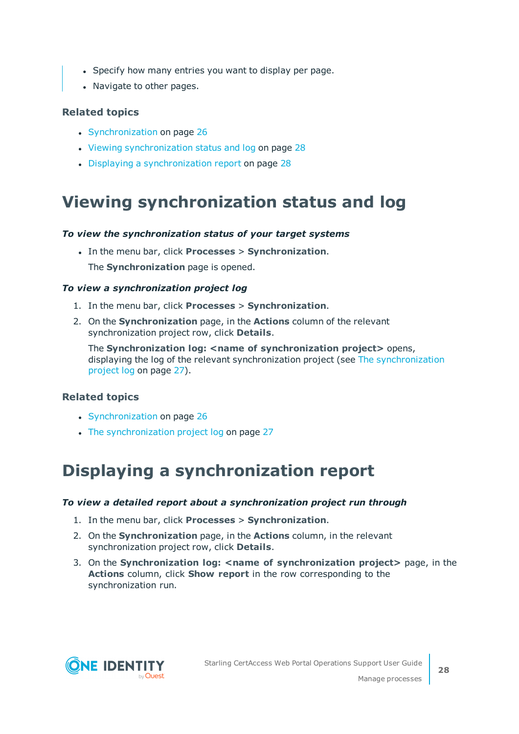- Specify how many entries you want to display per page.
- Navigate to other pages.

### Related topics

- Synchronization on page 26
- Viewing synchronization status and log on page 28
- Displaying a synchronization report on page 28

# Viewing synchronization status and log

***To view the synchronization status of your target systems***

- In the menu bar, click **Processes** > **Synchronization**.

  The **Synchronization** page is opened.

***To view a synchronization project log***

1. In the menu bar, click **Processes** > **Synchronization**.
2. On the **Synchronization** page, in the **Actions** column of the relevant synchronization project row, click **Details**.

   The **Synchronization log: <name of synchronization project>** opens, displaying the log of the relevant synchronization project (see The synchronization project log on page 27).

### Related topics

- Synchronization on page 26
- The synchronization project log on page 27

# Displaying a synchronization report

***To view a detailed report about a synchronization project run through***

1. In the menu bar, click **Processes** > **Synchronization**.
2. On the **Synchronization** page, in the **Actions** column, in the relevant synchronization project row, click **Details**.
3. On the **Synchronization log: <name of synchronization project>** page, in the **Actions** column, click **Show report** in the row corresponding to the synchronization run.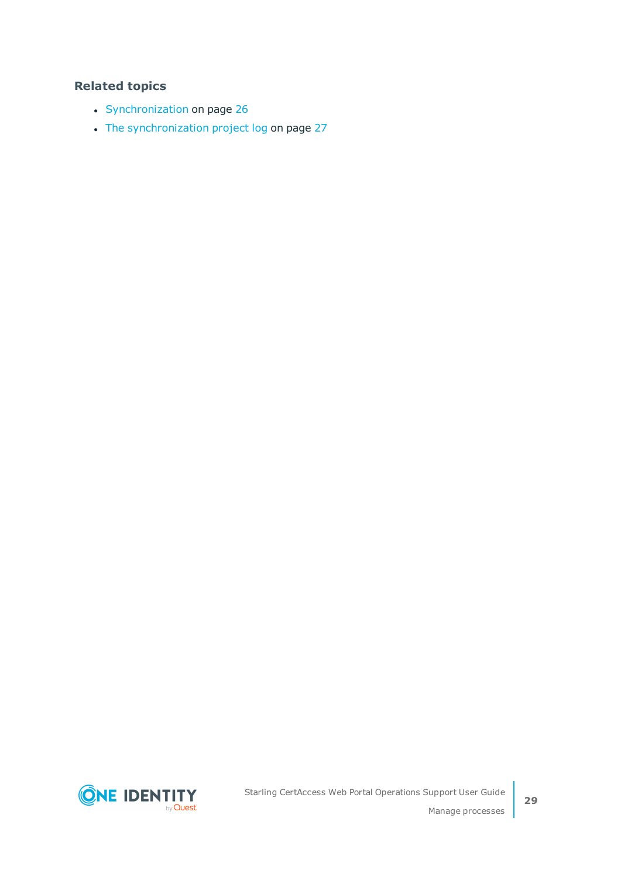### Related topics

- Synchronization on page 26
- The synchronization project log on page 27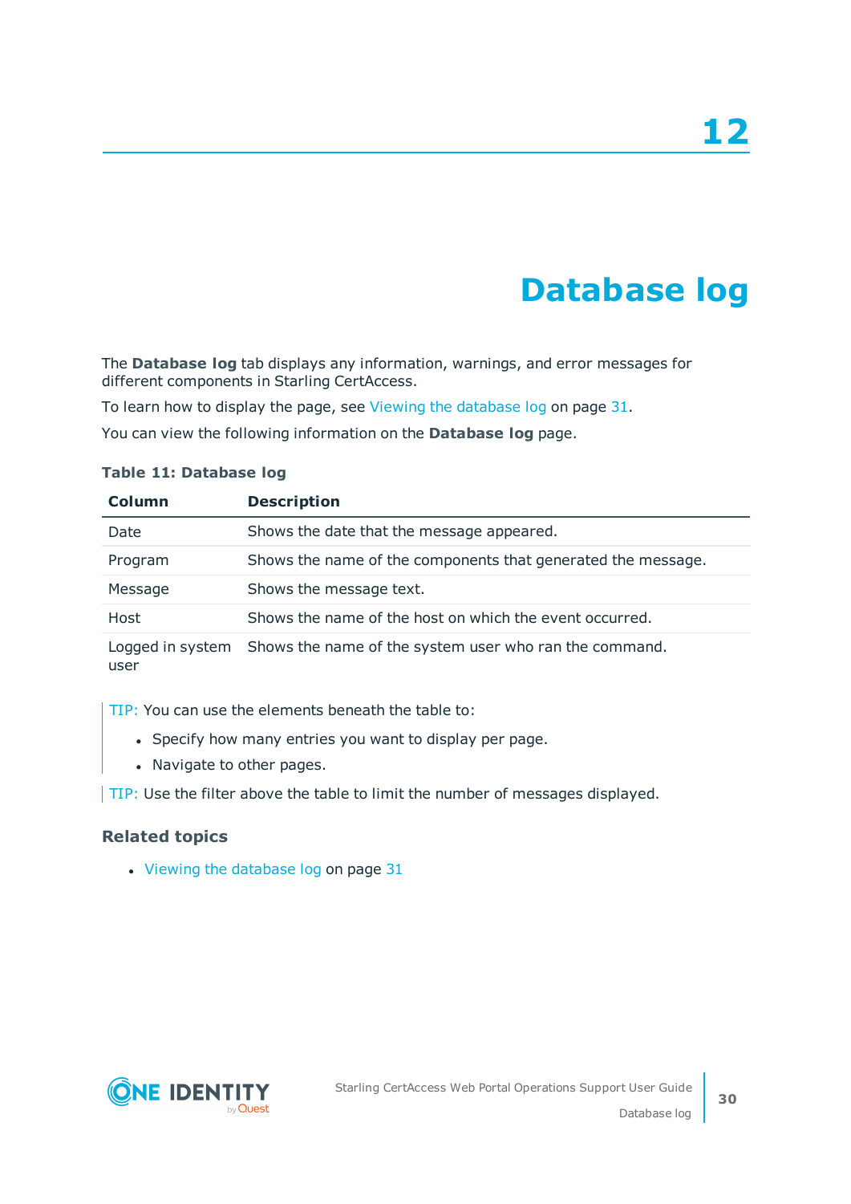# 12

# Database log

The **Database log** tab displays any information, warnings, and error messages for different components in Starling CertAccess.

To learn how to display the page, see Viewing the database log on page 31.

You can view the following information on the **Database log** page.

**Table 11: Database log**

| Column | Description |
| --- | --- |
| Date | Shows the date that the message appeared. |
| Program | Shows the name of the components that generated the message. |
| Message | Shows the message text. |
| Host | Shows the name of the host on which the event occurred. |
| Logged in system user | Shows the name of the system user who ran the command. |

TIP: You can use the elements beneath the table to:

- Specify how many entries you want to display per page.
- Navigate to other pages.

TIP: Use the filter above the table to limit the number of messages displayed.

### Related topics

- Viewing the database log on page 31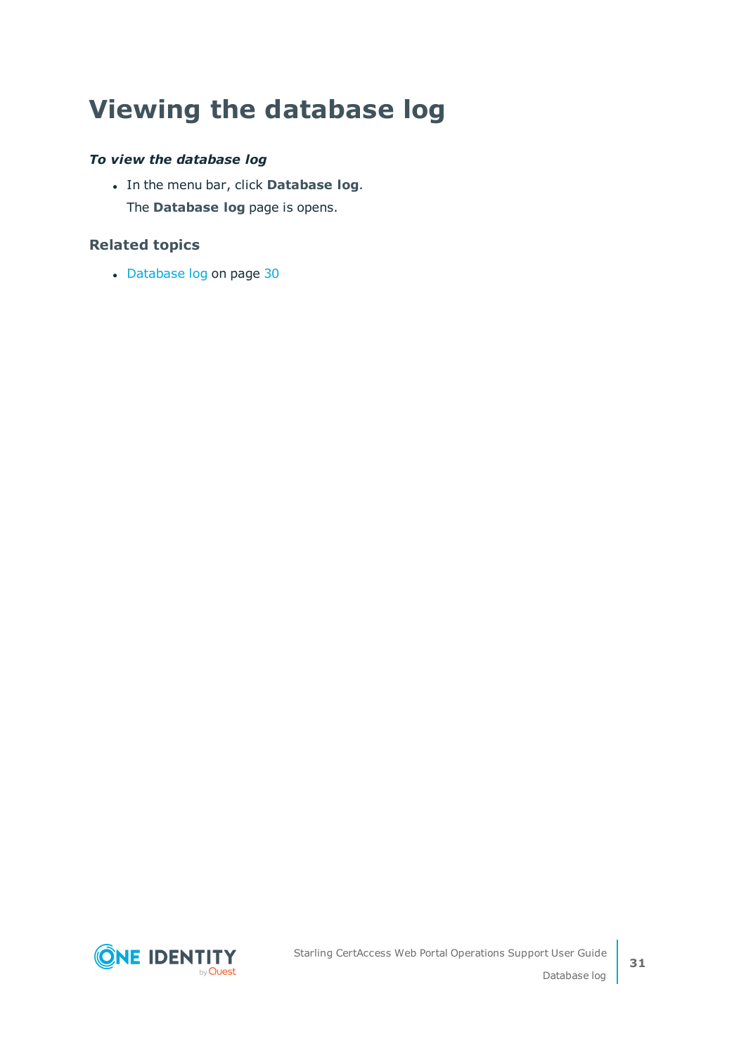# Viewing the database log

***To view the database log***

- In the menu bar, click **Database log**.

  The **Database log** page is opens.

### Related topics

- Database log on page 30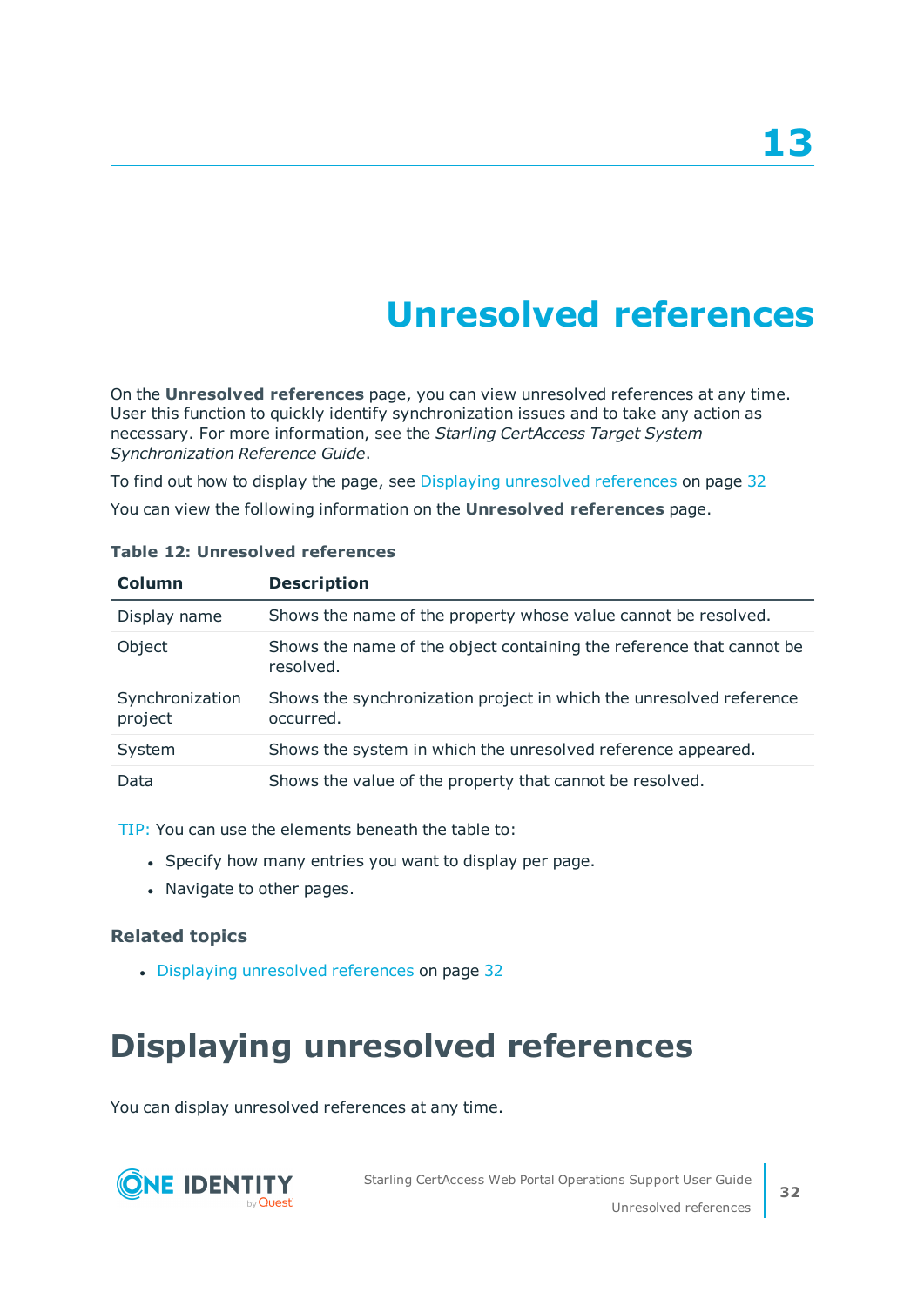# 13

# Unresolved references

On the **Unresolved references** page, you can view unresolved references at any time. User this function to quickly identify synchronization issues and to take any action as necessary. For more information, see the *Starling CertAccess Target System Synchronization Reference Guide*.

To find out how to display the page, see Displaying unresolved references on page 32

You can view the following information on the **Unresolved references** page.

**Table 12: Unresolved references**

| Column | Description |
|---|---|
| Display name | Shows the name of the property whose value cannot be resolved. |
| Object | Shows the name of the object containing the reference that cannot be resolved. |
| Synchronization project | Shows the synchronization project in which the unresolved reference occurred. |
| System | Shows the system in which the unresolved reference appeared. |
| Data | Shows the value of the property that cannot be resolved. |

TIP: You can use the elements beneath the table to:

- Specify how many entries you want to display per page.
- Navigate to other pages.

### Related topics

- Displaying unresolved references on page 32

## Displaying unresolved references

You can display unresolved references at any time.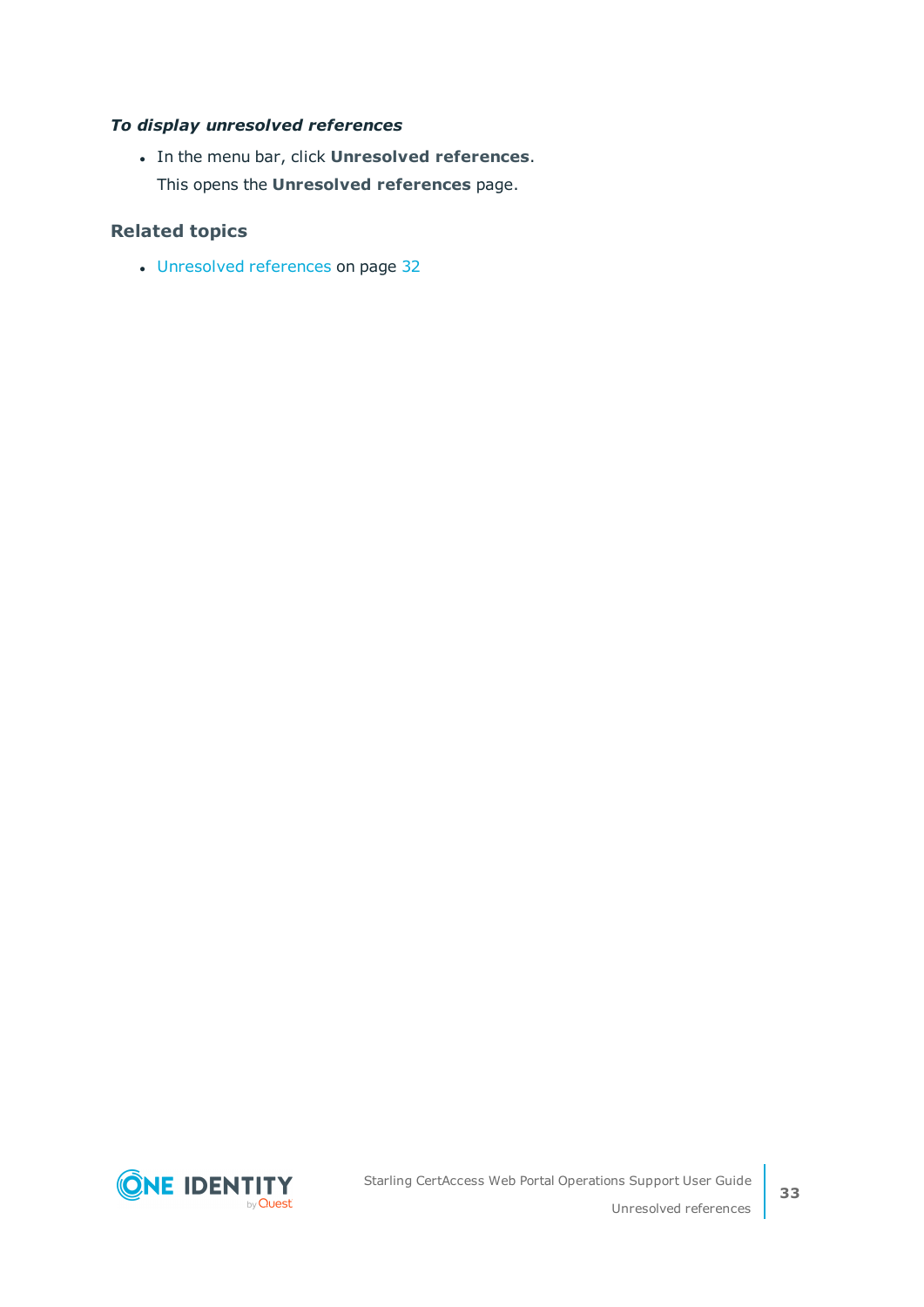*To display unresolved references*

- In the menu bar, click **Unresolved references**.

  This opens the **Unresolved references** page.

### Related topics

- Unresolved references on page 32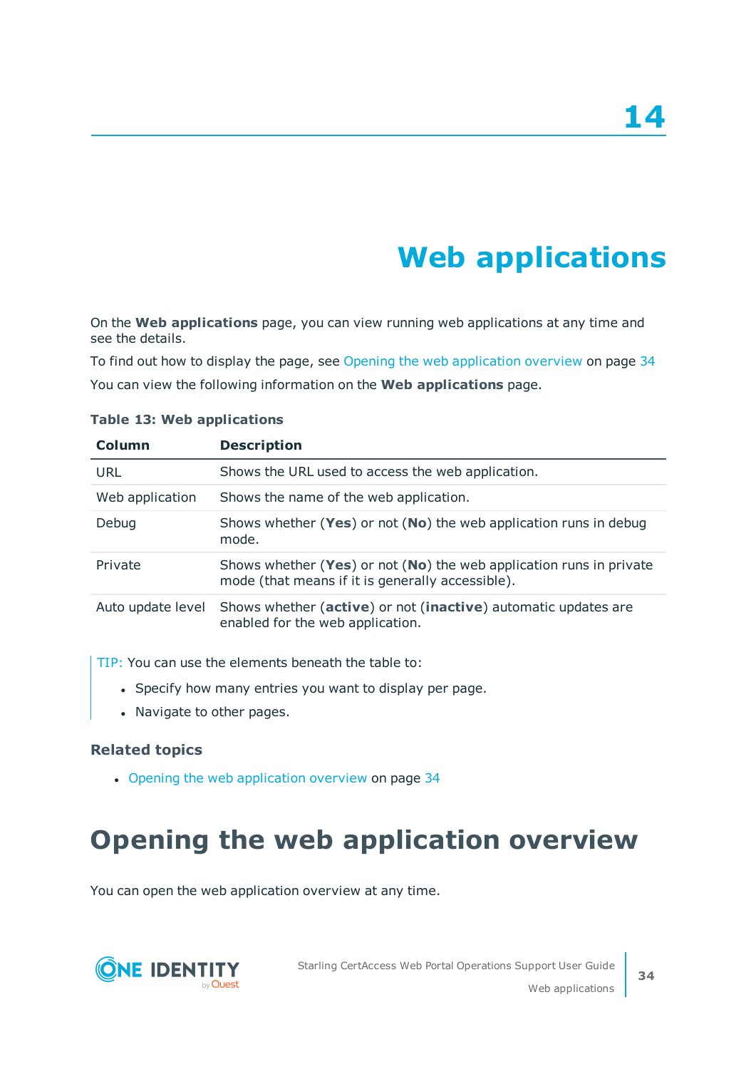# 14

# Web applications

On the **Web applications** page, you can view running web applications at any time and see the details.

To find out how to display the page, see Opening the web application overview on page 34

You can view the following information on the **Web applications** page.

**Table 13: Web applications**

| Column | Description |
|---|---|
| URL | Shows the URL used to access the web application. |
| Web application | Shows the name of the web application. |
| Debug | Shows whether (**Yes**) or not (**No**) the web application runs in debug mode. |
| Private | Shows whether (**Yes**) or not (**No**) the web application runs in private mode (that means if it is generally accessible). |
| Auto update level | Shows whether (**active**) or not (**inactive**) automatic updates are enabled for the web application. |

TIP: You can use the elements beneath the table to:

- Specify how many entries you want to display per page.
- Navigate to other pages.

### Related topics

- Opening the web application overview on page 34

## Opening the web application overview

You can open the web application overview at any time.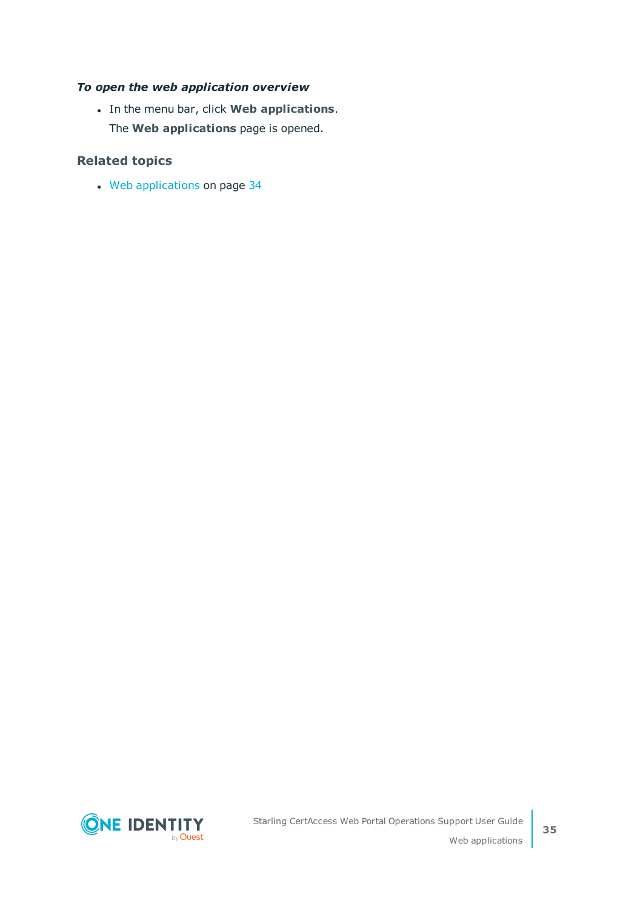*To open the web application overview*

- In the menu bar, click **Web applications**.

  The **Web applications** page is opened.

### Related topics

- Web applications on page 34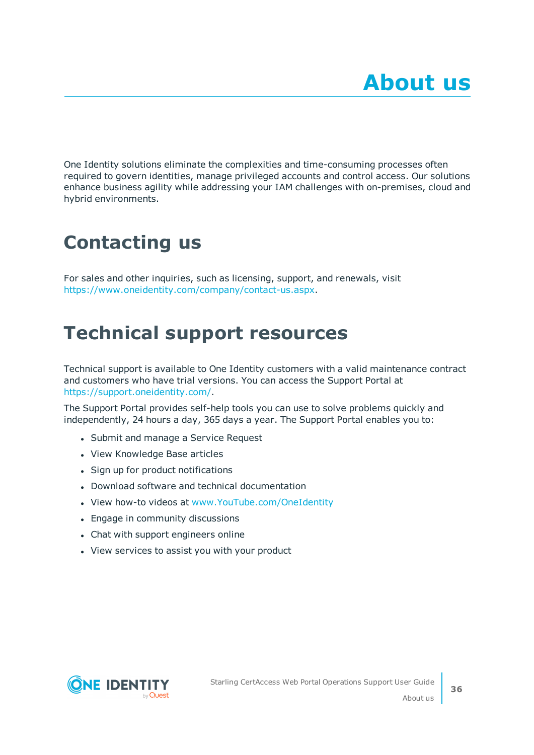# About us

One Identity solutions eliminate the complexities and time-consuming processes often required to govern identities, manage privileged accounts and control access. Our solutions enhance business agility while addressing your IAM challenges with on-premises, cloud and hybrid environments.

## Contacting us

For sales and other inquiries, such as licensing, support, and renewals, visit https://www.oneidentity.com/company/contact-us.aspx.

## Technical support resources

Technical support is available to One Identity customers with a valid maintenance contract and customers who have trial versions. You can access the Support Portal at https://support.oneidentity.com/.

The Support Portal provides self-help tools you can use to solve problems quickly and independently, 24 hours a day, 365 days a year. The Support Portal enables you to:

- Submit and manage a Service Request
- View Knowledge Base articles
- Sign up for product notifications
- Download software and technical documentation
- View how-to videos at www.YouTube.com/OneIdentity
- Engage in community discussions
- Chat with support engineers online
- View services to assist you with your product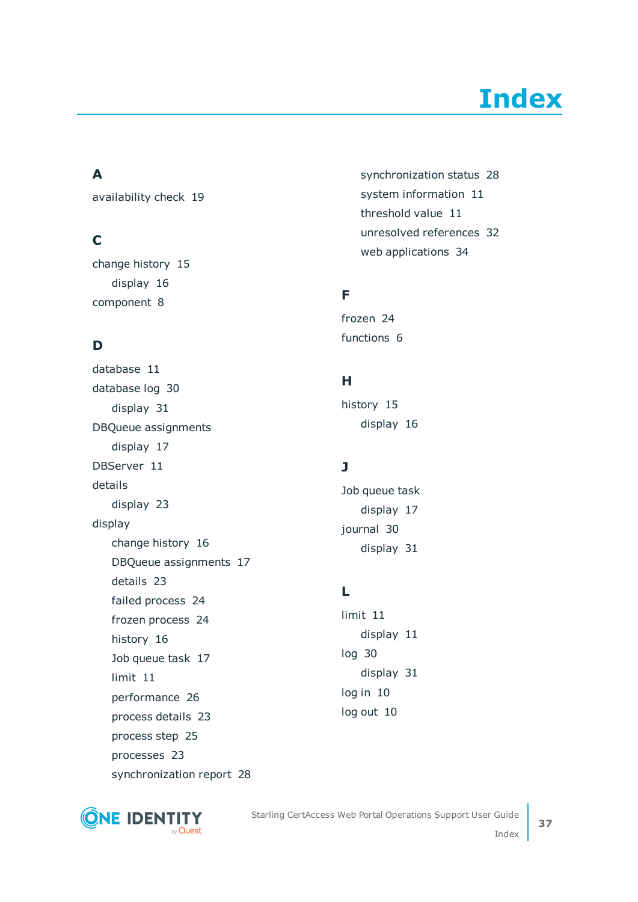# Index

## A

availability check 19

## C

change history 15
- display 16

component 8

## D

database 11

database log 30
- display 31

DBQueue assignments
- display 17

DBServer 11

details
- display 23

display
- change history 16
- DBQueue assignments 17
- details 23
- failed process 24
- frozen process 24
- history 16
- Job queue task 17
- limit 11
- performance 26
- process details 23
- process step 25
- processes 23
- synchronization report 28
- synchronization status 28
- system information 11
- threshold value 11
- unresolved references 32
- web applications 34

## F

frozen 24

functions 6

## H

history 15
- display 16

## J

Job queue task
- display 17

journal 30
- display 31

## L

limit 11
- display 11

log 30
- display 31

log in 10

log out 10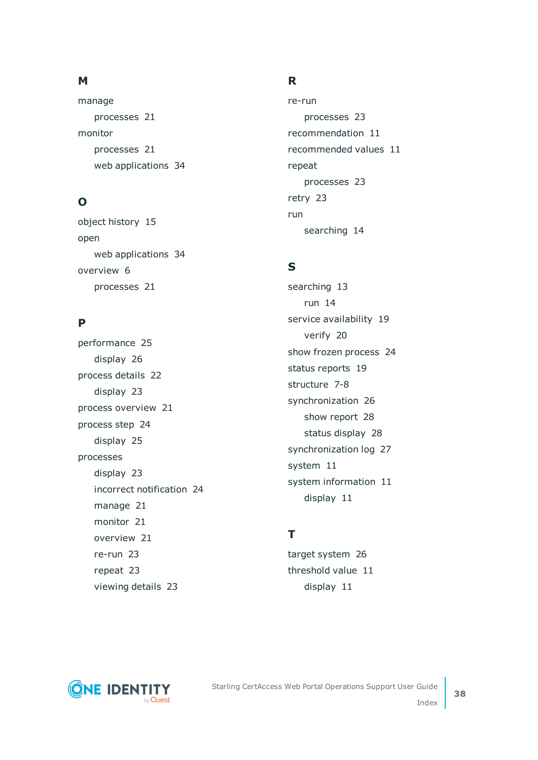## M

manage
- processes 21

monitor
- processes 21
- web applications 34

## O

object history 15

open
- web applications 34

overview 6
- processes 21

## P

performance 25
- display 26

process details 22
- display 23

process overview 21

process step 24
- display 25

processes
- display 23
- incorrect notification 24
- manage 21
- monitor 21
- overview 21
- re-run 23
- repeat 23
- viewing details 23

## R

re-run
- processes 23

recommendation 11

recommended values 11

repeat
- processes 23

retry 23

run
- searching 14

## S

searching 13
- run 14

service availability 19
- verify 20

show frozen process 24

status reports 19

structure 7-8

synchronization 26
- show report 28
- status display 28

synchronization log 27

system 11

system information 11
- display 11

## T

target system 26

threshold value 11
- display 11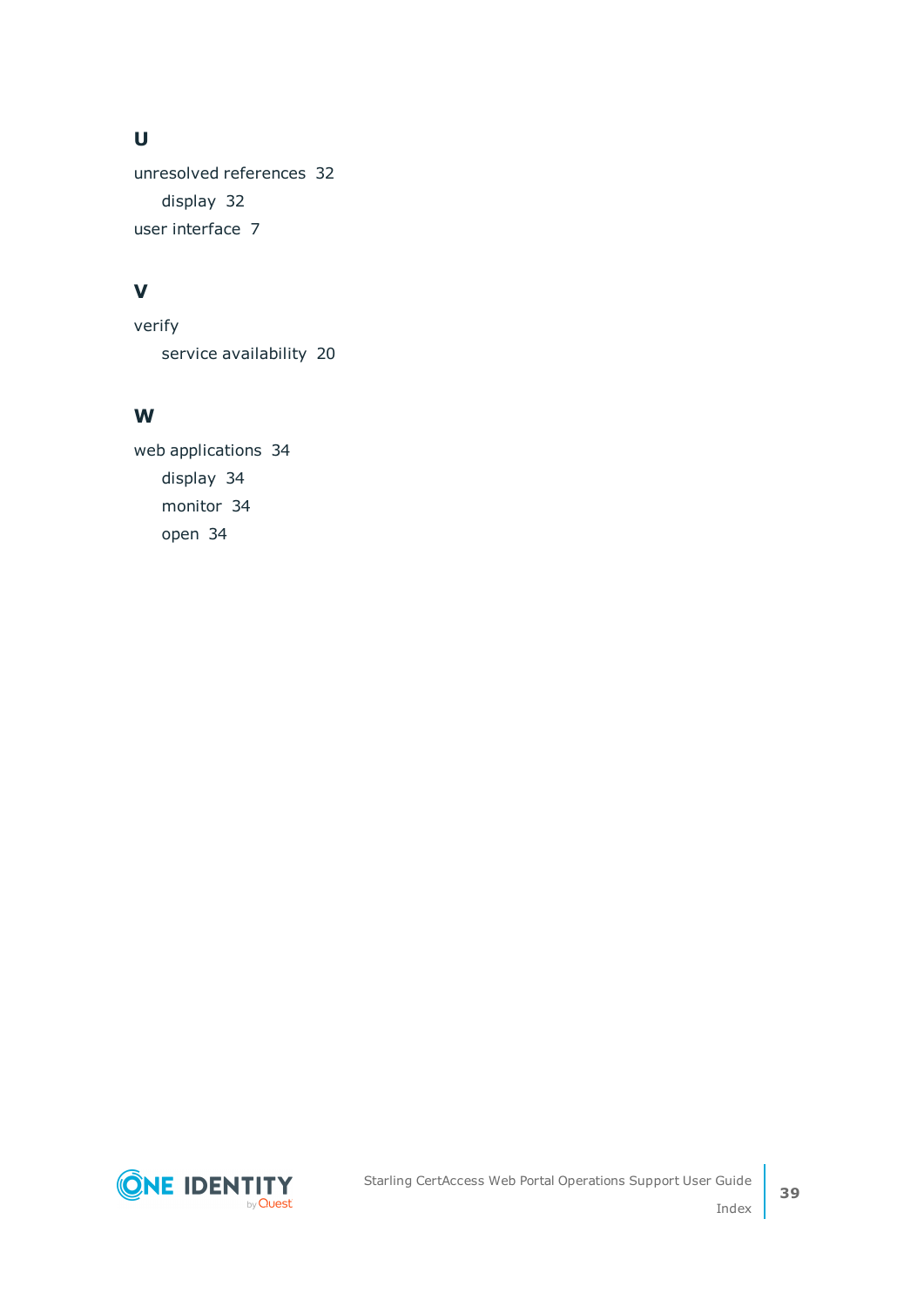## U

unresolved references 32

- display 32

user interface 7

## V

verify

- service availability 20

## W

web applications 34

- display 34
- monitor 34
- open 34